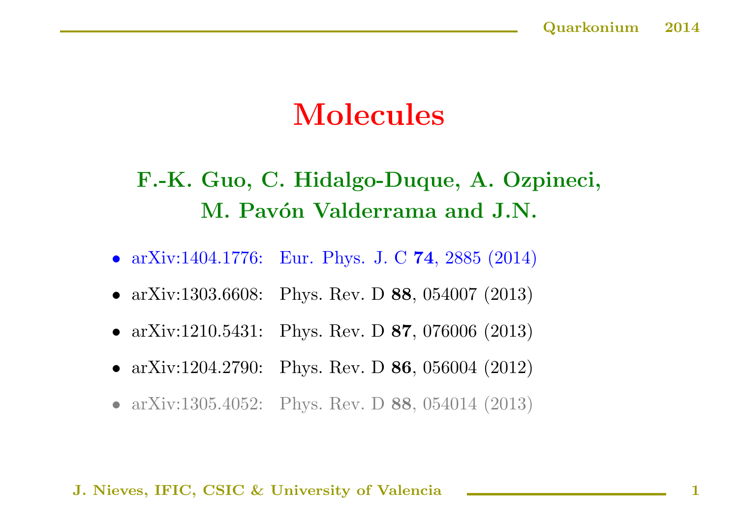# Molecules

**F.-K. Guo, C. Hidalgo-Duque, A. Ozpineci, M. Pavón Valderrama and J.N.**

- arXiv:1404.1776: Eur. Phys. J. C **74**, 2885 (2014)
- arXiv:1303.6608: Phys. Rev. D **88**, 054007 (2013)
- arXiv:1210.5431: Phys. Rev. D **87**, 076006 (2013)
- arXiv:1204.2790: Phys. Rev. D **86**, 056004 (2012)
- arXiv:1305.4052: Phys. Rev. D **88**, 054014 (2013)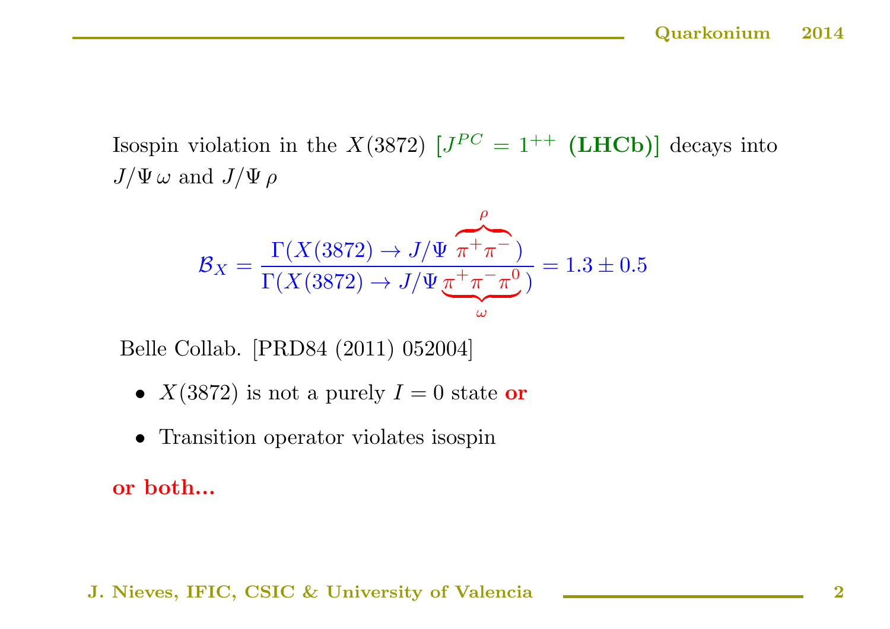Isospin violation in the $X(3872)$ [$J^{PC} = 1^{++}$ **(LHCb)**] decays into $J/\Psi\,\omega$ and $J/\Psi\,\rho$

$$\mathcal{B}_X = \frac{\Gamma(X(3872) \to J/\Psi\, \overbrace{\pi^+\pi^-}^{\rho})}{\Gamma(X(3872) \to J/\Psi\, \underbrace{\pi^+\pi^-\pi^0}_{\omega})} = 1.3 \pm 0.5$$

Belle Collab. [PRD84 (2011) 052004]

- $X(3872)$ is not a purely $I = 0$ state **or**
- Transition operator violates isospin

**or both...**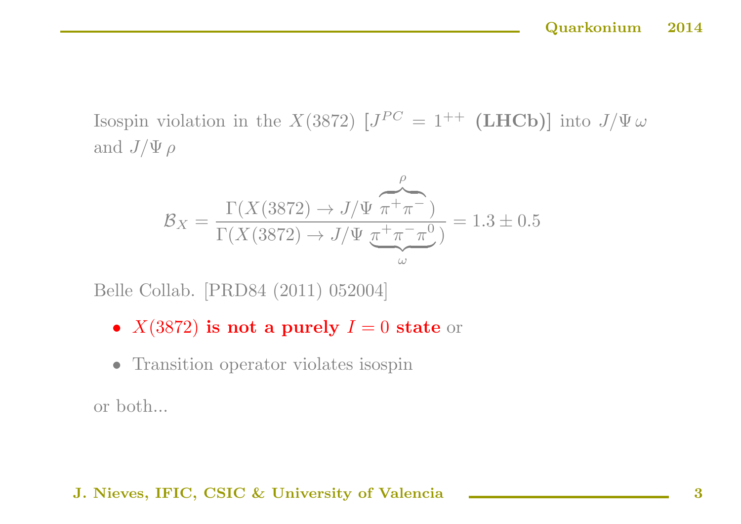Isospin violation in the $X(3872)$ [$J^{PC} = 1^{++}$ **(LHCb)**] into $J/\Psi\,\omega$ and $J/\Psi\,\rho$

$$\mathcal{B}_X = \frac{\Gamma(X(3872) \to J/\Psi\, \overbrace{\pi^+\pi^-}^{\rho})}{\Gamma(X(3872) \to J/\Psi\, \underbrace{\pi^+\pi^-\pi^0}_{\omega})} = 1.3 \pm 0.5$$

Belle Collab. [PRD84 (2011) 052004]

- **$X(3872)$ is not a purely $I = 0$ state** or
- Transition operator violates isospin

or both...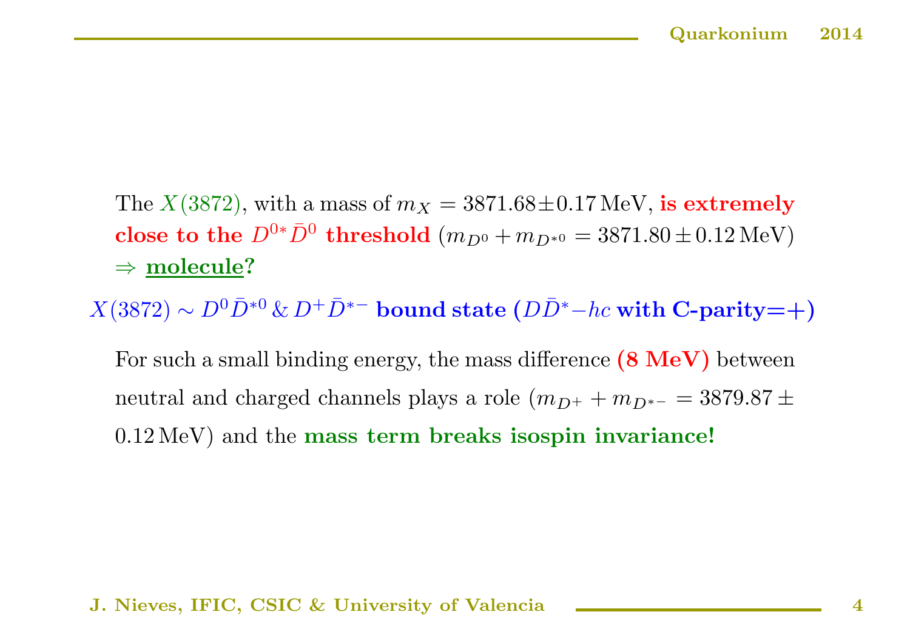The $X(3872)$, with a mass of $m_X = 3871.68 \pm 0.17\,\mathrm{MeV}$, **is extremely close to the $D^{0*}\bar{D}^0$ threshold** ($m_{D^0} + m_{D^{*0}} = 3871.80 \pm 0.12\,\mathrm{MeV}$) $\Rightarrow$ **molecule?**

$X(3872) \sim D^0\bar{D}^{*0}$ & $D^+\bar{D}^{*-}$ **bound state ($D\bar{D}^*-hc$ with C-parity=+)**

For such a small binding energy, the mass difference **(8 MeV)** between neutral and charged channels plays a role ($m_{D^+} + m_{D^{*-}} = 3879.87 \pm 0.12\,\mathrm{MeV}$) and the **mass term breaks isospin invariance!**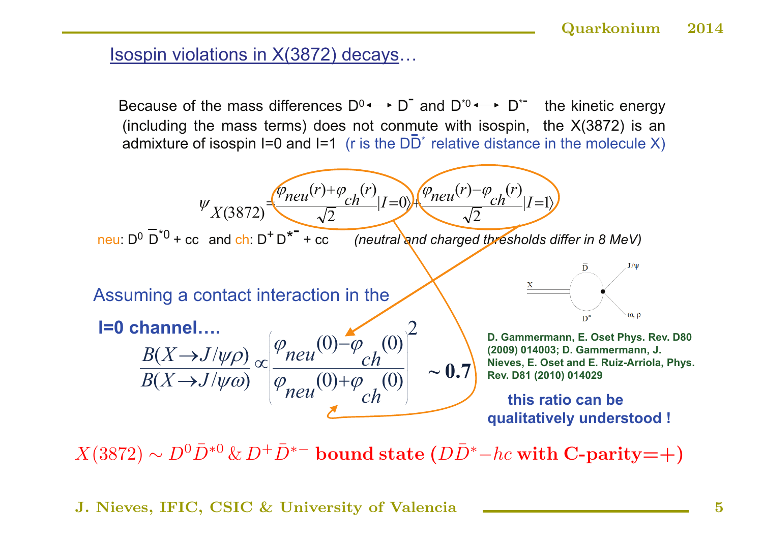## Isospin violations in X(3872) decays…

Because of the mass differences $D^0 \longleftrightarrow D^-$ and $D^{*0} \longleftrightarrow D^{*-}$ the kinetic energy (including the mass terms) does not conmute with isospin, the X(3872) is an admixture of isospin I=0 and I=1 (r is the $D\bar{D}^*$ relative distance in the molecule X)

$$\psi_{X(3872)} = \frac{\varphi_{neu}(r)+\varphi_{ch}(r)}{\sqrt{2}}|I=0\rangle + \frac{\varphi_{neu}(r)-\varphi_{ch}(r)}{\sqrt{2}}|I=1\rangle$$

neu: $D^0\bar{D}^{*0}$ + cc and ch: $D^+D^{*-}$ + cc *(neutral and charged thresholds differ in 8 MeV)*

Assuming a contact interaction in the **I=0 channel….**

$$\frac{B(X\to J/\psi\rho)}{B(X\to J/\psi\omega)} \propto \left|\frac{\varphi_{neu}(0)-\varphi_{ch}(0)}{\varphi_{neu}(0)+\varphi_{ch}(0)}\right|^2 \sim \mathbf{0.7}$$

**D. Gammermann, E. Oset Phys. Rev. D80 (2009) 014003; D. Gammermann, J. Nieves, E. Oset and E. Ruiz-Arriola, Phys. Rev. D81 (2010) 014029**

**this ratio can be qualitatively understood !**

$X(3872) \sim D^0\bar{D}^{*0}$ & $D^+\bar{D}^{*-}$ **bound state** ($D\bar{D}^*-hc$ **with C-parity=+**)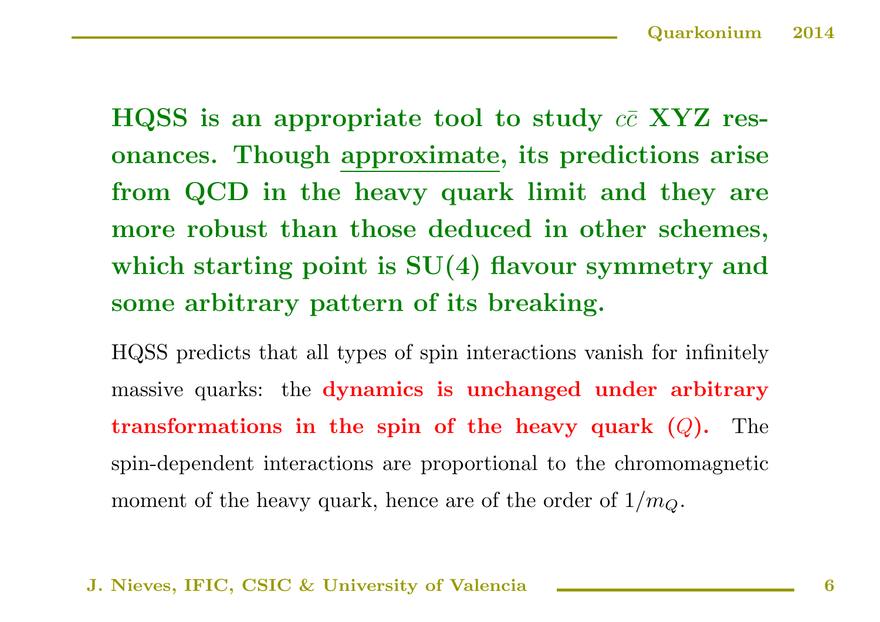**HQSS is an appropriate tool to study $c\bar{c}$ XYZ resonances. Though <u>approximate</u>, its predictions arise from QCD in the heavy quark limit and they are more robust than those deduced in other schemes, which starting point is SU(4) flavour symmetry and some arbitrary pattern of its breaking.**

HQSS predicts that all types of spin interactions vanish for infinitely massive quarks: the **dynamics is unchanged under arbitrary transformations in the spin of the heavy quark ($Q$).** The spin-dependent interactions are proportional to the chromomagnetic moment of the heavy quark, hence are of the order of $1/m_Q$.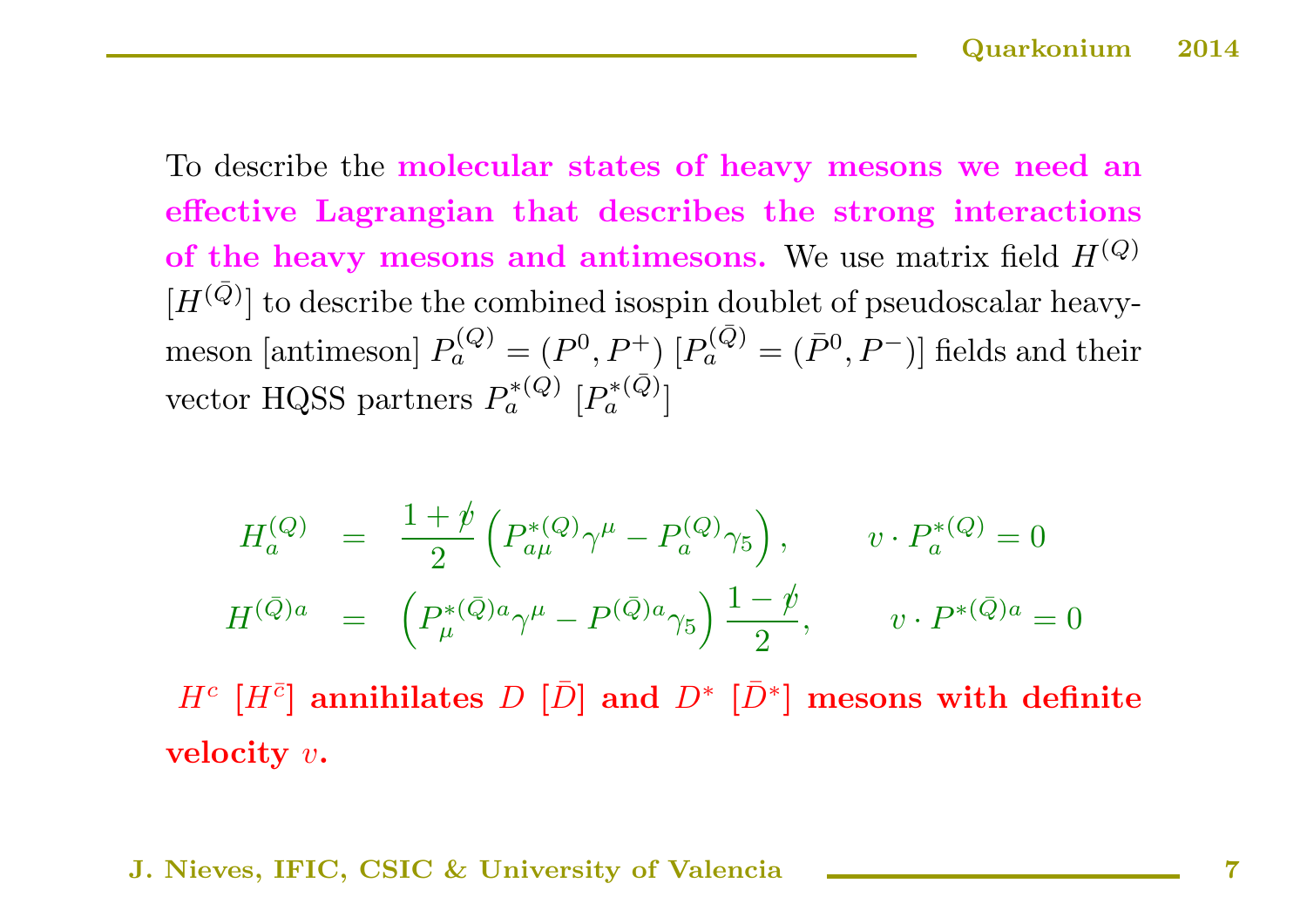To describe the **molecular states of heavy mesons we need an effective Lagrangian that describes the strong interactions of the heavy mesons and antimesons.** We use matrix field $H^{(Q)}$ [$H^{(\bar{Q})}$] to describe the combined isospin doublet of pseudoscalar heavy-meson [antimeson] $P_a^{(Q)} = (P^0, P^+)$ [$P_a^{(\bar{Q})} = (\bar{P}^0, P^-)$] fields and their vector HQSS partners $P_a^{*(Q)}$ [$P_a^{*(\bar{Q})}$]

$$
\begin{aligned}
H_a^{(Q)} &= \frac{1+\not{v}}{2}\left(P_{a\mu}^{*(Q)}\gamma^\mu - P_a^{(Q)}\gamma_5\right), \qquad v\cdot P_a^{*(Q)} = 0 \\
H^{(\bar{Q})a} &= \left(P_\mu^{*(\bar{Q})a}\gamma^\mu - P^{(\bar{Q})a}\gamma_5\right)\frac{1-\not{v}}{2}, \qquad v\cdot P^{*(\bar{Q})a} = 0
\end{aligned}
$$

**$H^c$ [$H^{\bar{c}}$] annihilates $D$ [$\bar{D}$] and $D^*$ [$\bar{D}^*$] mesons with definite velocity $v$.**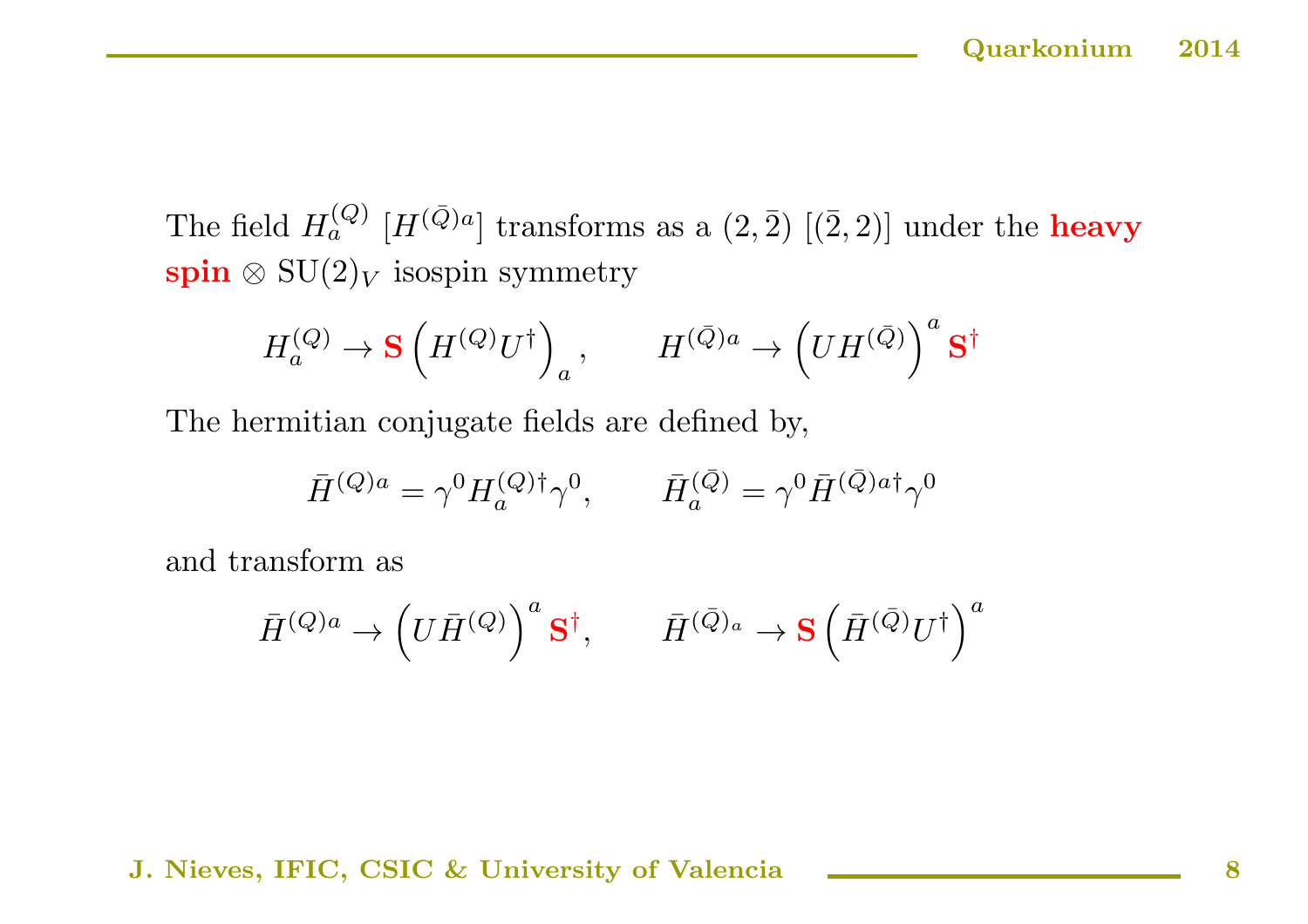The field $H_a^{(Q)}$ [$H^{(\bar{Q})a}$] transforms as a $(2, \bar{2})$ [$(\bar{2}, 2)$] under the **heavy spin** $\otimes$ $\mathrm{SU}(2)_V$ isospin symmetry

$$H_a^{(Q)} \to \mathbf{S} \left( H^{(Q)} U^\dagger \right)_a, \qquad H^{(\bar{Q})a} \to \left( U H^{(\bar{Q})} \right)^a \mathbf{S}^\dagger$$

The hermitian conjugate fields are defined by,

$$\bar{H}^{(Q)a} = \gamma^0 H_a^{(Q)\dagger} \gamma^0, \qquad \bar{H}_a^{(\bar{Q})} = \gamma^0 \bar{H}^{(\bar{Q})a\dagger} \gamma^0$$

and transform as

$$\bar{H}^{(Q)a} \to \left( U \bar{H}^{(Q)} \right)^a \mathbf{S}^\dagger, \qquad \bar{H}^{(\bar{Q})_a} \to \mathbf{S} \left( \bar{H}^{(\bar{Q})} U^\dagger \right)^a$$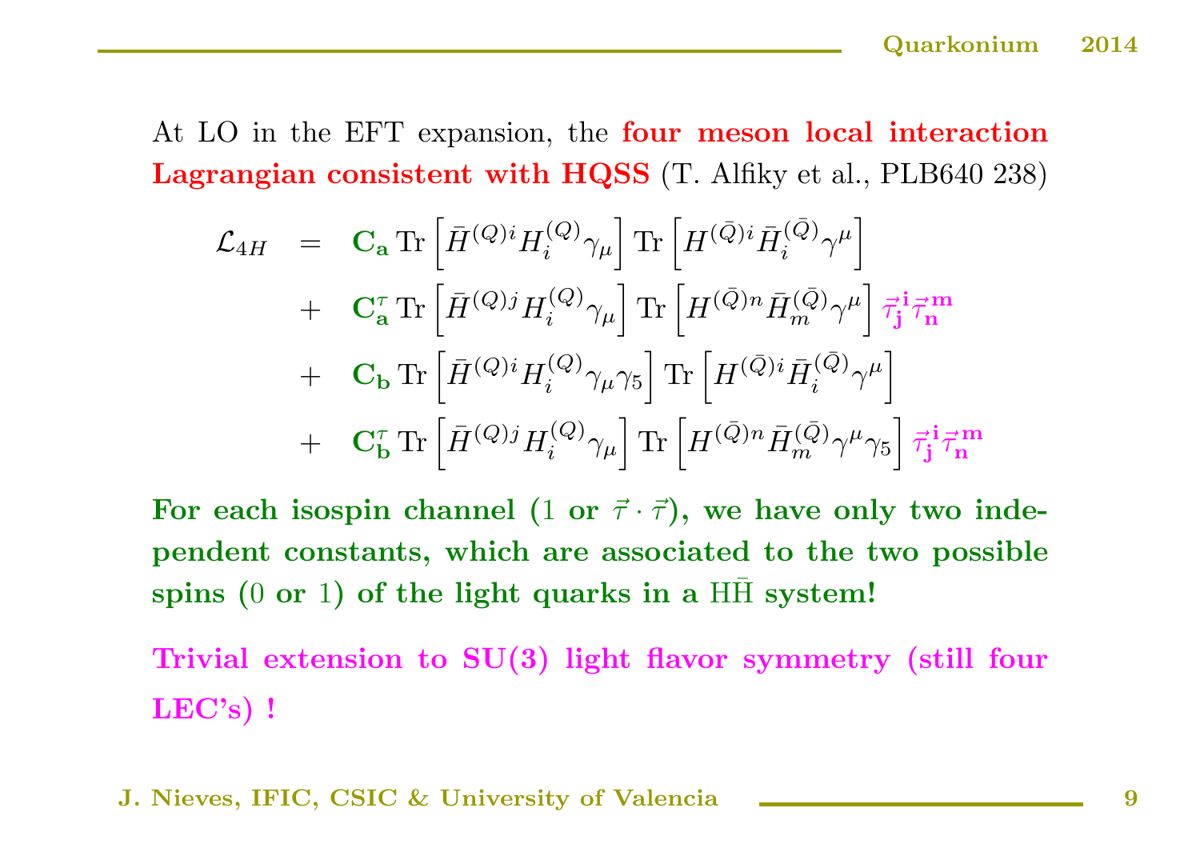At LO in the EFT expansion, the **four meson local interaction Lagrangian consistent with HQSS** (T. Alfiky et al., PLB640 238)

$$
\begin{aligned}
\mathcal{L}_{4H} \;=\; & \mathbf{C_a}\, \mathrm{Tr}\left[\bar{H}^{(Q)i} H_i^{(Q)} \gamma_\mu\right] \mathrm{Tr}\left[H^{(\bar{Q})i} \bar{H}_i^{(\bar{Q})} \gamma^\mu\right] \\
+ \; & \mathbf{C_a^\tau}\, \mathrm{Tr}\left[\bar{H}^{(Q)j} H_i^{(Q)} \gamma_\mu\right] \mathrm{Tr}\left[H^{(\bar{Q})n} \bar{H}_m^{(\bar{Q})} \gamma^\mu\right] \vec{\tau}_{\mathbf{j}}^{\,\mathbf{i}} \vec{\tau}_{\mathbf{n}}^{\,\mathbf{m}} \\
+ \; & \mathbf{C_b}\, \mathrm{Tr}\left[\bar{H}^{(Q)i} H_i^{(Q)} \gamma_\mu \gamma_5\right] \mathrm{Tr}\left[H^{(\bar{Q})i} \bar{H}_i^{(\bar{Q})} \gamma^\mu\right] \\
+ \; & \mathbf{C_b^\tau}\, \mathrm{Tr}\left[\bar{H}^{(Q)j} H_i^{(Q)} \gamma_\mu\right] \mathrm{Tr}\left[H^{(\bar{Q})n} \bar{H}_m^{(\bar{Q})} \gamma^\mu \gamma_5\right] \vec{\tau}_{\mathbf{j}}^{\,\mathbf{i}} \vec{\tau}_{\mathbf{n}}^{\,\mathbf{m}}
\end{aligned}
$$

**For each isospin channel ($1$ or $\vec{\tau} \cdot \vec{\tau}$), we have only two independent constants, which are associated to the two possible spins ($0$ or $1$) of the light quarks in a $\mathrm{H}\bar{\mathrm{H}}$ system!**

**Trivial extension to SU(3) light flavor symmetry (still four LEC's) !**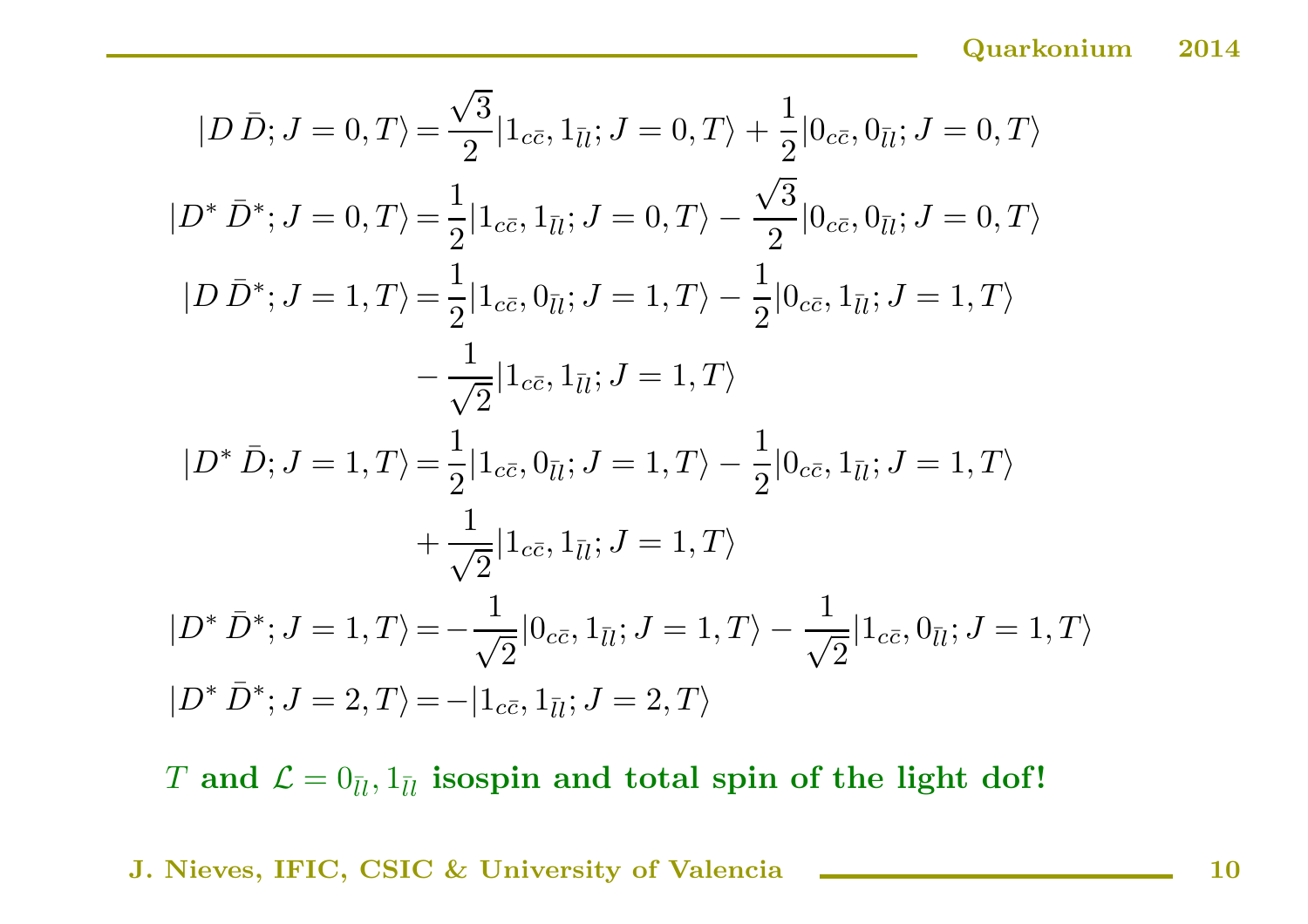$$
\begin{aligned}
|D\,\bar{D}; J=0,T\rangle &= \frac{\sqrt{3}}{2}|1_{c\bar{c}}, 1_{\bar{l}l}; J=0,T\rangle + \frac{1}{2}|0_{c\bar{c}}, 0_{\bar{l}l}; J=0,T\rangle \\
|D^*\,\bar{D}^*; J=0,T\rangle &= \frac{1}{2}|1_{c\bar{c}}, 1_{\bar{l}l}; J=0,T\rangle - \frac{\sqrt{3}}{2}|0_{c\bar{c}}, 0_{\bar{l}l}; J=0,T\rangle \\
|D\,\bar{D}^*; J=1,T\rangle &= \frac{1}{2}|1_{c\bar{c}}, 0_{\bar{l}l}; J=1,T\rangle - \frac{1}{2}|0_{c\bar{c}}, 1_{\bar{l}l}; J=1,T\rangle \\
&\quad - \frac{1}{\sqrt{2}}|1_{c\bar{c}}, 1_{\bar{l}l}; J=1,T\rangle \\
|D^*\,\bar{D}; J=1,T\rangle &= \frac{1}{2}|1_{c\bar{c}}, 0_{\bar{l}l}; J=1,T\rangle - \frac{1}{2}|0_{c\bar{c}}, 1_{\bar{l}l}; J=1,T\rangle \\
&\quad + \frac{1}{\sqrt{2}}|1_{c\bar{c}}, 1_{\bar{l}l}; J=1,T\rangle \\
|D^*\,\bar{D}^*; J=1,T\rangle &= -\frac{1}{\sqrt{2}}|0_{c\bar{c}}, 1_{\bar{l}l}; J=1,T\rangle - \frac{1}{\sqrt{2}}|1_{c\bar{c}}, 0_{\bar{l}l}; J=1,T\rangle \\
|D^*\,\bar{D}^*; J=2,T\rangle &= -|1_{c\bar{c}}, 1_{\bar{l}l}; J=2,T\rangle
\end{aligned}
$$

$T$ **and** $\mathcal{L} = 0_{\bar{l}l}, 1_{\bar{l}l}$ **isospin and total spin of the light dof!**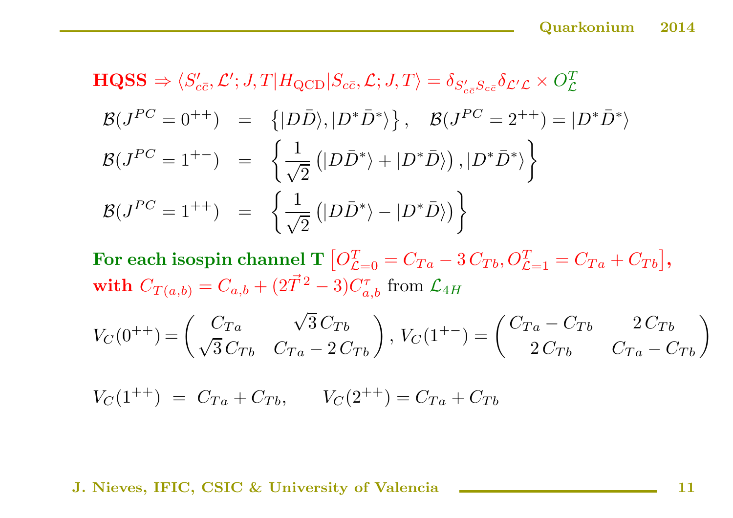**HQSS** $\Rightarrow \langle S'_{c\bar{c}}, \mathcal{L}'; J, T | H_{\rm QCD} | S_{c\bar{c}}, \mathcal{L}; J, T\rangle = \delta_{S'_{c\bar{c}} S_{c\bar{c}}} \delta_{\mathcal{L}'\mathcal{L}} \times O^T_{\mathcal{L}}$

$$
\begin{aligned}
\mathcal{B}(J^{PC} = 0^{++}) &= \left\{ |D\bar{D}\rangle, |D^*\bar{D}^*\rangle \right\}, \quad \mathcal{B}(J^{PC} = 2^{++}) = |D^*\bar{D}^*\rangle \\
\mathcal{B}(J^{PC} = 1^{+-}) &= \left\{ \frac{1}{\sqrt{2}} \left( |D\bar{D}^*\rangle + |D^*\bar{D}\rangle \right), |D^*\bar{D}^*\rangle \right\} \\
\mathcal{B}(J^{PC} = 1^{++}) &= \left\{ \frac{1}{\sqrt{2}} \left( |D\bar{D}^*\rangle - |D^*\bar{D}\rangle \right) \right\}
\end{aligned}
$$

**For each isospin channel T** $\left[ O^T_{\mathcal{L}=0} = C_{Ta} - 3\, C_{Tb}, O^T_{\mathcal{L}=1} = C_{Ta} + C_{Tb} \right]$,
**with** $C_{T(a,b)} = C_{a,b} + (2\vec{T}^{\,2} - 3) C^{\tau}_{a,b}$ from $\mathcal{L}_{4H}$

$$
V_C(0^{++}) = \begin{pmatrix} C_{Ta} & \sqrt{3}\, C_{Tb} \\ \sqrt{3}\, C_{Tb} & C_{Ta} - 2\, C_{Tb} \end{pmatrix}, \; V_C(1^{+-}) = \begin{pmatrix} C_{Ta} - C_{Tb} & 2\, C_{Tb} \\ 2\, C_{Tb} & C_{Ta} - C_{Tb} \end{pmatrix}
$$

$$
V_C(1^{++}) \;=\; C_{Ta} + C_{Tb}, \qquad V_C(2^{++}) = C_{Ta} + C_{Tb}
$$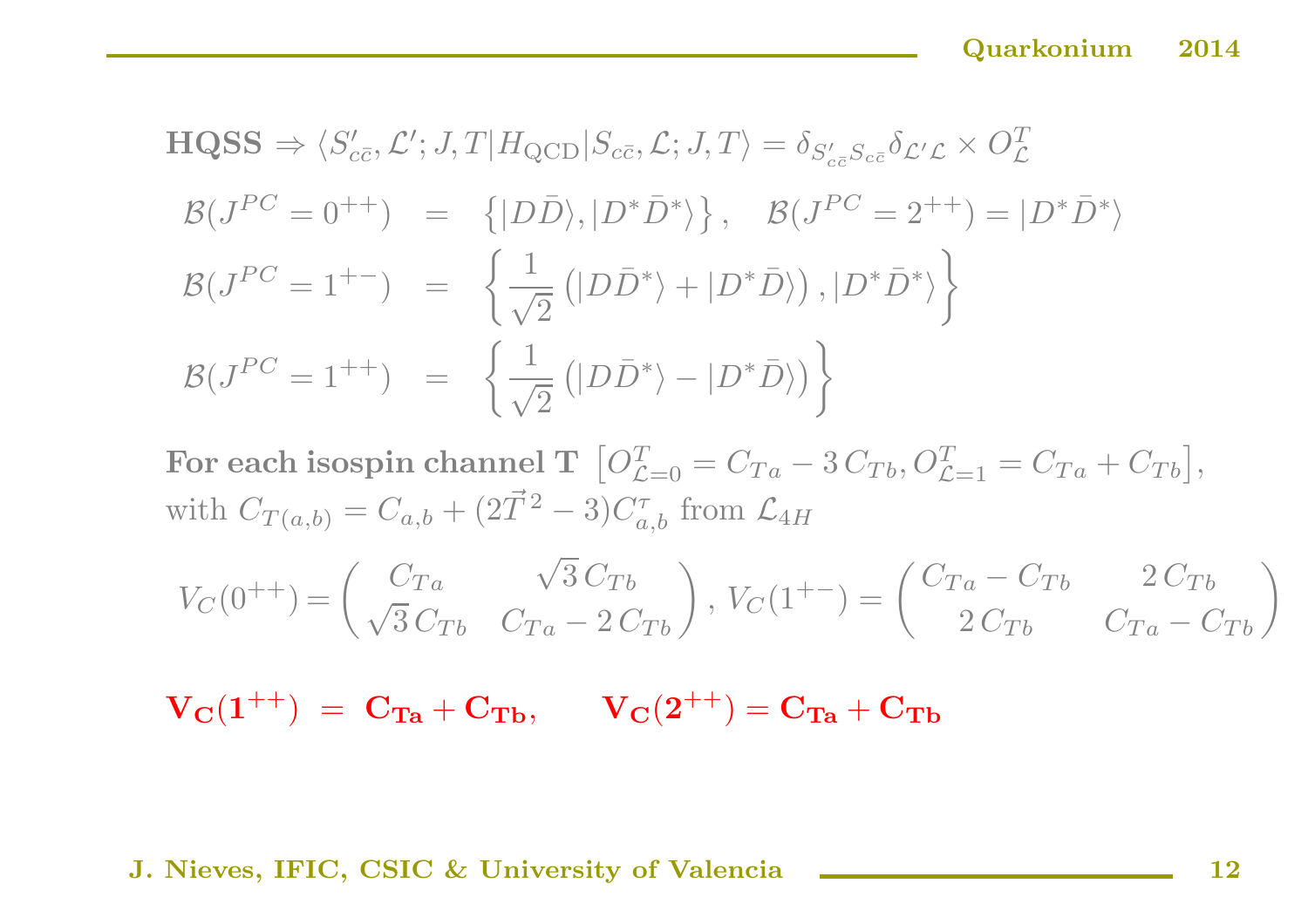**HQSS** $\Rightarrow \langle S'_{c\bar{c}}, \mathcal{L}'; J, T | H_{\rm QCD} | S_{c\bar{c}}, \mathcal{L}; J, T\rangle = \delta_{S'_{c\bar{c}} S_{c\bar{c}}} \delta_{\mathcal{L}'\mathcal{L}} \times O^T_{\mathcal{L}}$

$$
\begin{aligned}
\mathcal{B}(J^{PC}=0^{++}) &= \left\{|D\bar{D}\rangle, |D^*\bar{D}^*\rangle\right\}, \quad \mathcal{B}(J^{PC}=2^{++}) = |D^*\bar{D}^*\rangle \\
\mathcal{B}(J^{PC}=1^{+-}) &= \left\{\frac{1}{\sqrt{2}}\left(|D\bar{D}^*\rangle + |D^*\bar{D}\rangle\right), |D^*\bar{D}^*\rangle\right\} \\
\mathcal{B}(J^{PC}=1^{++}) &= \left\{\frac{1}{\sqrt{2}}\left(|D\bar{D}^*\rangle - |D^*\bar{D}\rangle\right)\right\}
\end{aligned}
$$

**For each isospin channel T** $\left[O^T_{\mathcal{L}=0} = C_{Ta} - 3\,C_{Tb}, O^T_{\mathcal{L}=1} = C_{Ta} + C_{Tb}\right]$, with $C_{T(a,b)} = C_{a,b} + (2\vec{T}^{\,2} - 3)C^{\tau}_{a,b}$ from $\mathcal{L}_{4H}$

$$
V_C(0^{++}) = \begin{pmatrix} C_{Ta} & \sqrt{3}\,C_{Tb} \\ \sqrt{3}\,C_{Tb} & C_{Ta} - 2\,C_{Tb} \end{pmatrix}, \; V_C(1^{+-}) = \begin{pmatrix} C_{Ta} - C_{Tb} & 2\,C_{Tb} \\ 2\,C_{Tb} & C_{Ta} - C_{Tb} \end{pmatrix}
$$

$$
\mathbf{V_C(1^{++}) \; = \; C_{Ta} + C_{Tb}, \qquad V_C(2^{++}) = C_{Ta} + C_{Tb}}
$$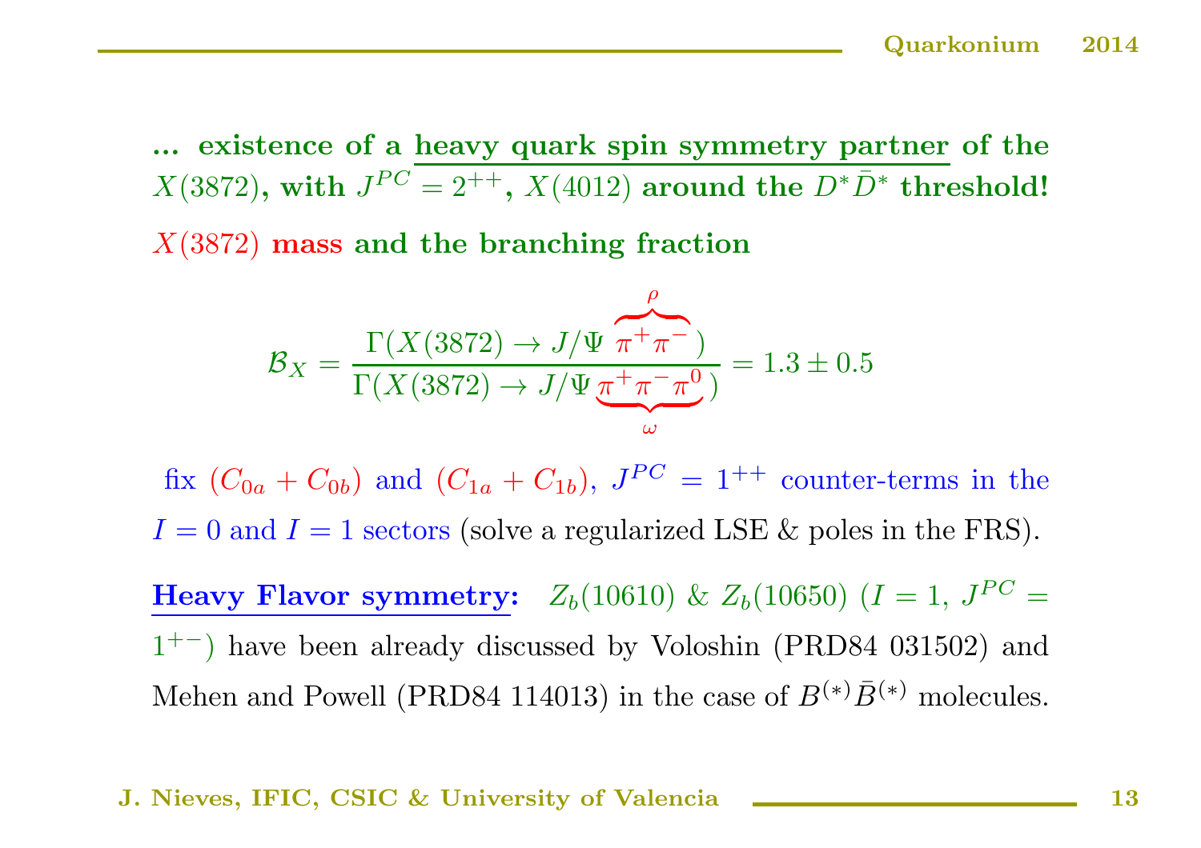**... existence of a heavy quark spin symmetry partner of the $X(3872)$, with $J^{PC} = 2^{++}$, $X(4012)$ around the $D^*\bar{D}^*$ threshold!**

**$X(3872)$ mass and the branching fraction**

$$\mathcal{B}_X = \frac{\Gamma(X(3872) \to J/\Psi \overbrace{\pi^+\pi^-}^{\rho})}{\Gamma(X(3872) \to J/\Psi \underbrace{\pi^+\pi^-\pi^0}_{\omega})} = 1.3 \pm 0.5$$

fix $(C_{0a} + C_{0b})$ and $(C_{1a} + C_{1b})$, $J^{PC} = 1^{++}$ counter-terms in the $I = 0$ and $I = 1$ sectors (solve a regularized LSE & poles in the FRS).

**Heavy Flavor symmetry:** $Z_b(10610)$ & $Z_b(10650)$ ($I = 1$, $J^{PC} = 1^{+-}$) have been already discussed by Voloshin (PRD84 031502) and Mehen and Powell (PRD84 114013) in the case of $B^{(*)}\bar{B}^{(*)}$ molecules.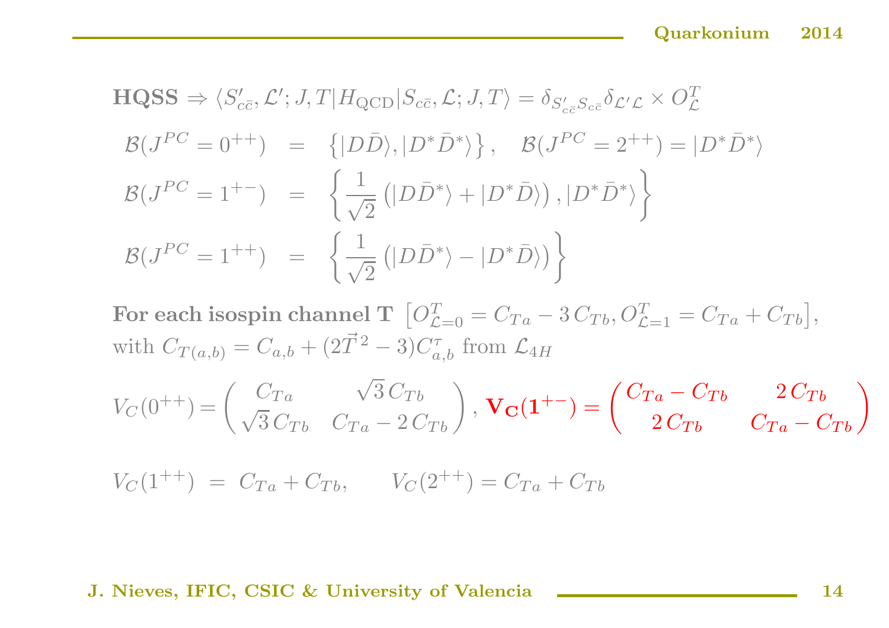**HQSS** $\Rightarrow \langle S'_{c\bar{c}}, \mathcal{L}'; J, T | H_{\rm QCD} | S_{c\bar{c}}, \mathcal{L}; J, T\rangle = \delta_{S'_{c\bar{c}} S_{c\bar{c}}} \delta_{\mathcal{L}'\mathcal{L}} \times O^T_{\mathcal{L}}$

$$
\begin{aligned}
\mathcal{B}(J^{PC} = 0^{++}) &= \left\{ |D\bar{D}\rangle, |D^*\bar{D}^*\rangle \right\}, \quad \mathcal{B}(J^{PC} = 2^{++}) = |D^*\bar{D}^*\rangle \\
\mathcal{B}(J^{PC} = 1^{+-}) &= \left\{ \frac{1}{\sqrt{2}} \left( |D\bar{D}^*\rangle + |D^*\bar{D}\rangle \right), |D^*\bar{D}^*\rangle \right\} \\
\mathcal{B}(J^{PC} = 1^{++}) &= \left\{ \frac{1}{\sqrt{2}} \left( |D\bar{D}^*\rangle - |D^*\bar{D}\rangle \right) \right\}
\end{aligned}
$$

**For each isospin channel T** $\left[ O^T_{\mathcal{L}=0} = C_{Ta} - 3\, C_{Tb}, O^T_{\mathcal{L}=1} = C_{Ta} + C_{Tb} \right]$, with $C_{T(a,b)} = C_{a,b} + (2\vec{T}^{\,2} - 3) C^{\tau}_{a,b}$ from $\mathcal{L}_{4H}$

$$
V_C(0^{++}) = \begin{pmatrix} C_{Ta} & \sqrt{3}\, C_{Tb} \\ \sqrt{3}\, C_{Tb} & C_{Ta} - 2\, C_{Tb} \end{pmatrix}, \; \mathbf{V_C(1^{+-})} = \begin{pmatrix} C_{Ta} - C_{Tb} & 2\, C_{Tb} \\ 2\, C_{Tb} & C_{Ta} - C_{Tb} \end{pmatrix}
$$

$$
V_C(1^{++}) \; = \; C_{Ta} + C_{Tb}, \qquad V_C(2^{++}) = C_{Ta} + C_{Tb}
$$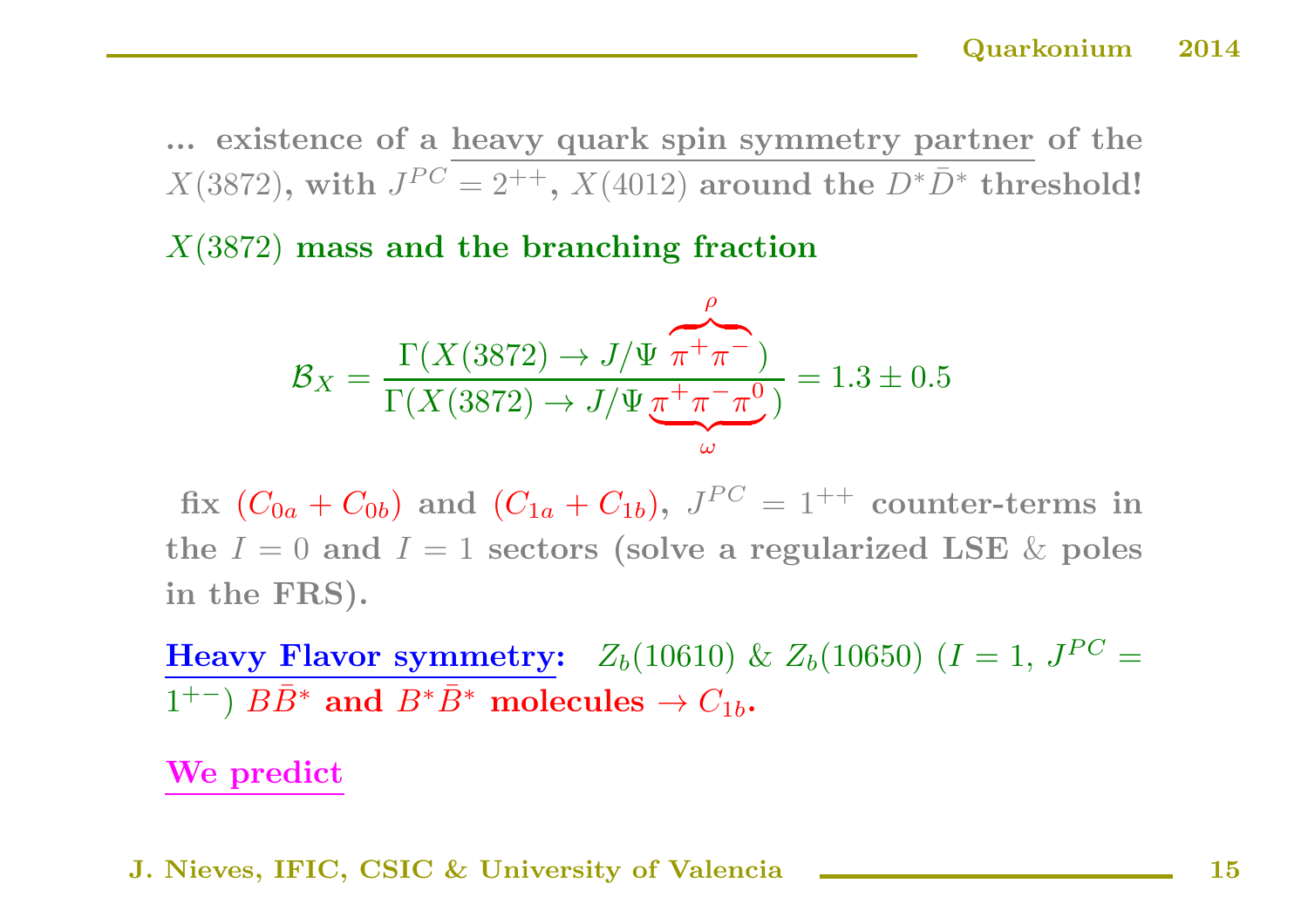**... existence of a heavy quark spin symmetry partner of the $X(3872)$, with $J^{PC} = 2^{++}$, $X(4012)$ around the $D^*\bar{D}^*$ threshold!**

**$X(3872)$ mass and the branching fraction**

$$\mathcal{B}_X = \frac{\Gamma(X(3872) \to J/\Psi \overbrace{\pi^+\pi^-}^{\rho})}{\Gamma(X(3872) \to J/\Psi \underbrace{\pi^+\pi^-\pi^0}_{\omega})} = 1.3 \pm 0.5$$

**fix $(C_{0a} + C_{0b})$ and $(C_{1a} + C_{1b})$, $J^{PC} = 1^{++}$ counter-terms in the $I = 0$ and $I = 1$ sectors (solve a regularized LSE & poles in the FRS).**

**Heavy Flavor symmetry:** $Z_b(10610)$ & $Z_b(10650)$ ($I = 1$, $J^{PC} = 1^{+-}$) **$B\bar{B}^*$ and $B^*\bar{B}^*$ molecules $\to C_{1b}$.**

**We predict**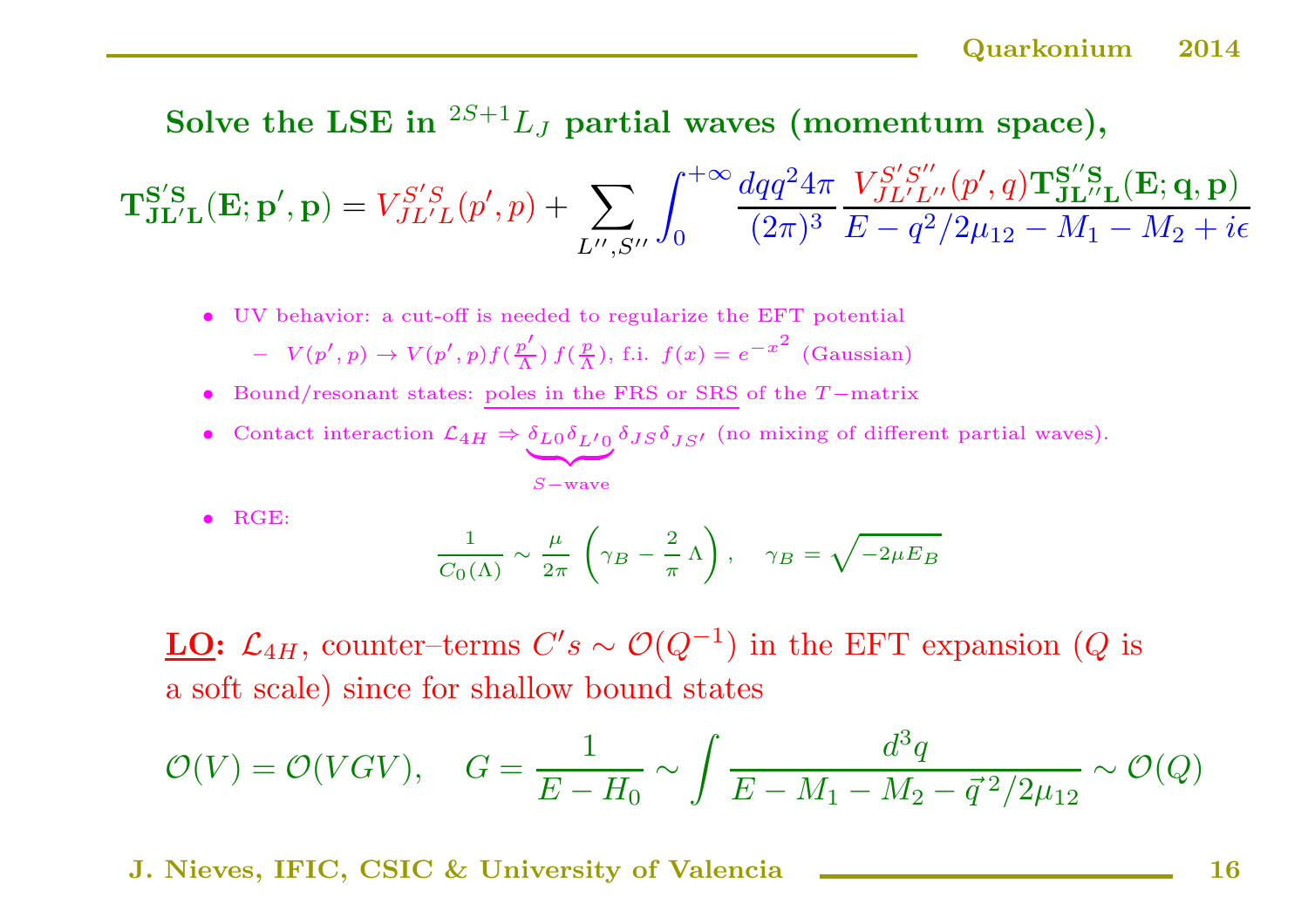## Solve the LSE in $^{2S+1}L_J$ partial waves (momentum space),

$$\mathbf{T^{S'S}_{JL'L}(E; p', p)} = V^{S'S}_{JL'L}(p', p) + \sum_{L'', S''} \int_0^{+\infty} \frac{dq q^2 4\pi}{(2\pi)^3} \frac{V^{S'S''}_{JL'L''}(p', q) \mathbf{T^{S''S}_{JL''L}(E; q, p)}}{E - q^2/2\mu_{12} - M_1 - M_2 + i\epsilon}$$

- UV behavior: a cut-off is needed to regularize the EFT potential
  - $V(p', p) \to V(p', p) f(\frac{p'}{\Lambda}) f(\frac{p}{\Lambda})$, f.i. $f(x) = e^{-x^2}$ (Gaussian)
- Bound/resonant states: poles in the FRS or SRS of the $T-$matrix
- Contact interaction $\mathcal{L}_{4H} \Rightarrow \underbrace{\delta_{L0}\delta_{L'0}}_{S-\text{wave}} \delta_{JS}\delta_{JS'}$ (no mixing of different partial waves).
- RGE:

$$\frac{1}{C_0(\Lambda)} \sim \frac{\mu}{2\pi} \left( \gamma_B - \frac{2}{\pi} \Lambda \right), \quad \gamma_B = \sqrt{-2\mu E_B}$$

**LO:** $\mathcal{L}_{4H}$, counter–terms $C's \sim \mathcal{O}(Q^{-1})$ in the EFT expansion ($Q$ is a soft scale) since for shallow bound states

$$\mathcal{O}(V) = \mathcal{O}(VGV), \quad G = \frac{1}{E - H_0} \sim \int \frac{d^3q}{E - M_1 - M_2 - \vec{q}^{\,2}/2\mu_{12}} \sim \mathcal{O}(Q)$$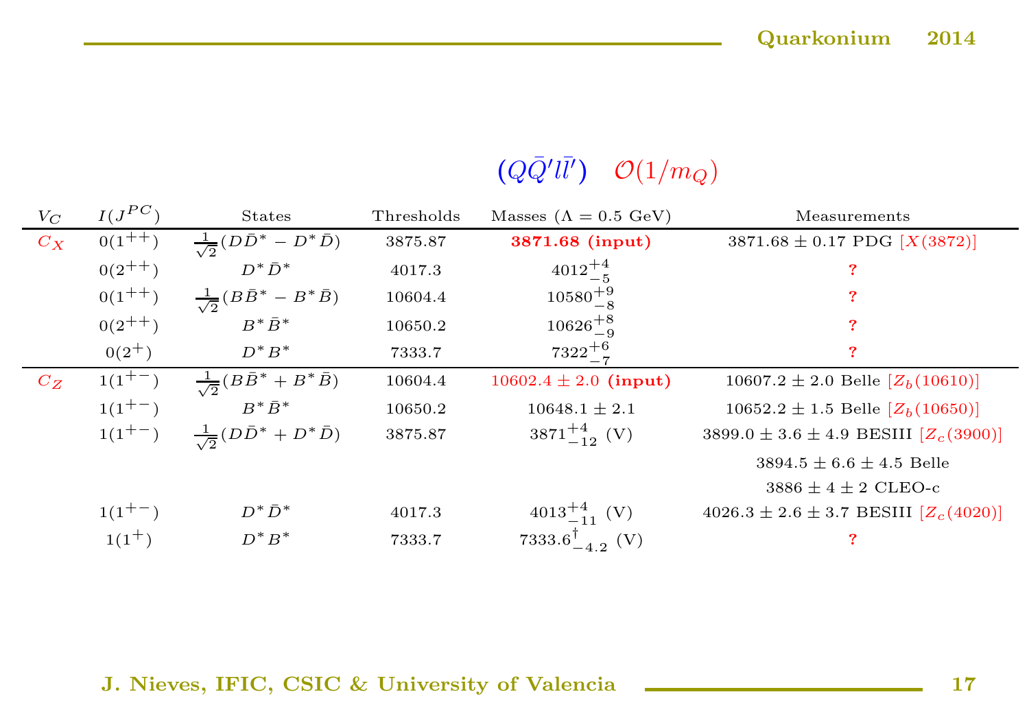## $(Q\bar{Q}'l\bar{l}')$ $\mathcal{O}(1/m_Q)$

| $V_C$ | $I(J^{PC})$ | States | Thresholds | Masses ($\Lambda = 0.5$ GeV) | Measurements |
|---|---|---|---|---|---|
| $C_X$ | $0(1^{++})$ | $\frac{1}{\sqrt{2}}(D\bar{D}^* - D^*\bar{D})$ | 3875.87 | **3871.68 (input)** | $3871.68 \pm 0.17$ PDG [$X(3872)$] |
| | $0(2^{++})$ | $D^*\bar{D}^*$ | 4017.3 | $4012^{+4}_{-5}$ | ? |
| | $0(1^{++})$ | $\frac{1}{\sqrt{2}}(B\bar{B}^* - B^*\bar{B})$ | 10604.4 | $10580^{+9}_{-8}$ | ? |
| | $0(2^{++})$ | $B^*\bar{B}^*$ | 10650.2 | $10626^{+8}_{-9}$ | ? |
| | $0(2^{+})$ | $D^*B^*$ | 7333.7 | $7322^{+6}_{-7}$ | ? |
| $C_Z$ | $1(1^{+-})$ | $\frac{1}{\sqrt{2}}(B\bar{B}^* + B^*\bar{B})$ | 10604.4 | $10602.4 \pm 2.0$ **(input)** | $10607.2 \pm 2.0$ Belle [$Z_b(10610)$] |
| | $1(1^{+-})$ | $B^*\bar{B}^*$ | 10650.2 | $10648.1 \pm 2.1$ | $10652.2 \pm 1.5$ Belle [$Z_b(10650)$] |
| | $1(1^{+-})$ | $\frac{1}{\sqrt{2}}(D\bar{D}^* + D^*\bar{D})$ | 3875.87 | $3871^{+4}_{-12}$ (V) | $3899.0 \pm 3.6 \pm 4.9$ BESIII [$Z_c(3900)$] |
| | | | | | $3894.5 \pm 6.6 \pm 4.5$ Belle |
| | | | | | $3886 \pm 4 \pm 2$ CLEO-c |
| | $1(1^{+-})$ | $D^*\bar{D}^*$ | 4017.3 | $4013^{+4}_{-11}$ (V) | $4026.3 \pm 2.6 \pm 3.7$ BESIII [$Z_c(4020)$] |
| | $1(1^{+})$ | $D^*B^*$ | 7333.7 | $7333.6^{\dagger}_{-4.2}$ (V) | ? |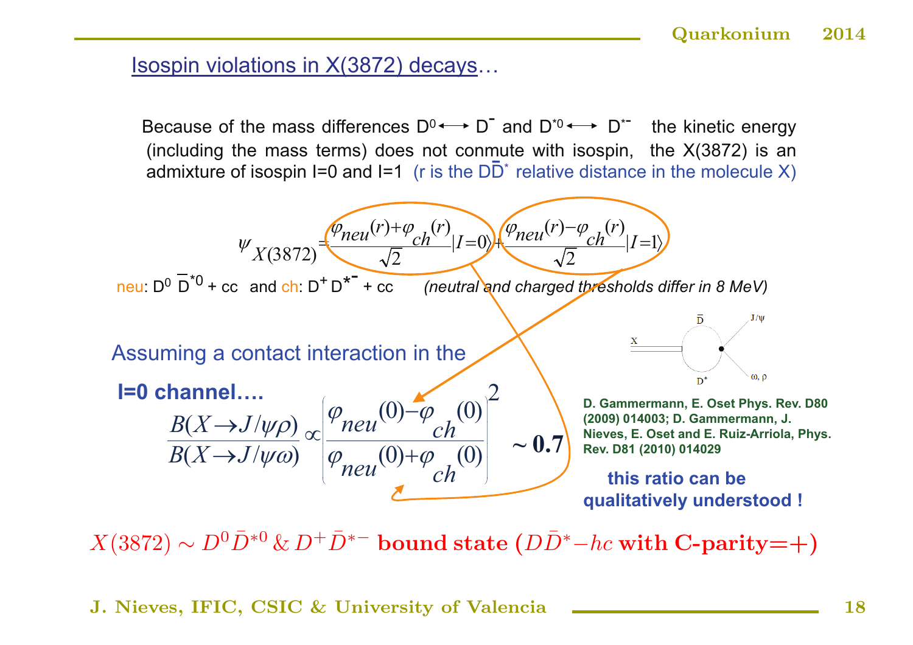## Isospin violations in X(3872) decays…

Because of the mass differences $D^0 \longleftrightarrow D^-$ and $D^{*0} \longleftrightarrow D^{*-}$ the kinetic energy (including the mass terms) does not conmute with isospin, the X(3872) is an admixture of isospin I=0 and I=1 (r is the $D\bar{D}^*$ relative distance in the molecule X)

$$\psi_{X(3872)} = \frac{\varphi_{neu}(r)+\varphi_{ch}(r)}{\sqrt{2}}|I=0\rangle + \frac{\varphi_{neu}(r)-\varphi_{ch}(r)}{\sqrt{2}}|I=1\rangle$$

neu: $D^0\,\bar{D}^{*0}$ + cc and ch: $D^+\,D^{*-}$ + cc *(neutral and charged thresholds differ in 8 MeV)*

Assuming a contact interaction in the **I=0 channel….**

$$\frac{B(X\to J/\psi\rho)}{B(X\to J/\psi\omega)} \propto \left|\frac{\varphi_{neu}(0)-\varphi_{ch}(0)}{\varphi_{neu}(0)+\varphi_{ch}(0)}\right|^2 \sim \mathbf{0.7}$$

**D. Gammermann, E. Oset Phys. Rev. D80 (2009) 014003; D. Gammermann, J. Nieves, E. Oset and E. Ruiz-Arriola, Phys. Rev. D81 (2010) 014029**

**this ratio can be qualitatively understood !**

$X(3872) \sim D^0\bar{D}^{*0}\,\&\,D^+\bar{D}^{*-}$ **bound state** ($D\bar{D}^*-hc$ **with C-parity=+**)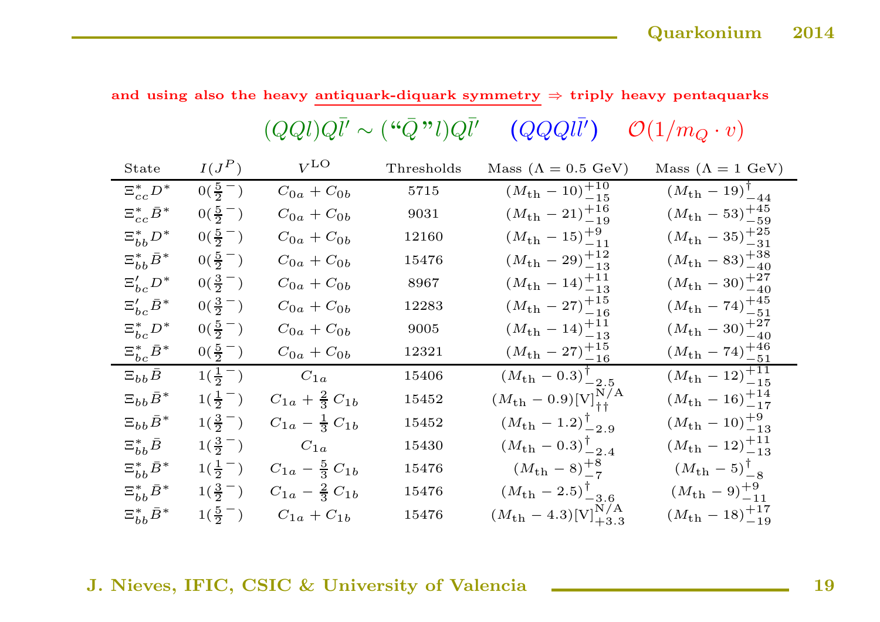and using also the heavy antiquark-diquark symmetry ⇒ triply heavy pentaquarks

$$(QQl)Q\bar{l}' \sim (\text{“}\bar{Q}\text{”}l)Q\bar{l}' \quad (QQQl\bar{l}') \quad \mathcal{O}(1/m_Q \cdot v)$$

| State | $I(J^P)$ | $V^{\rm LO}$ | Thresholds | Mass ($\Lambda = 0.5$ GeV) | Mass ($\Lambda = 1$ GeV) |
|---|---|---|---|---|---|
| $\Xi_{cc}^* D^*$ | $0(\frac{5}{2}^-)$ | $C_{0a} + C_{0b}$ | 5715 | $(M_{\rm th} - 10)^{+10}_{-15}$ | $(M_{\rm th} - 19)^{\dagger}_{-44}$ |
| $\Xi_{cc}^* \bar{B}^*$ | $0(\frac{5}{2}^-)$ | $C_{0a} + C_{0b}$ | 9031 | $(M_{\rm th} - 21)^{+16}_{-19}$ | $(M_{\rm th} - 53)^{+45}_{-59}$ |
| $\Xi_{bb}^* D^*$ | $0(\frac{5}{2}^-)$ | $C_{0a} + C_{0b}$ | 12160 | $(M_{\rm th} - 15)^{+9}_{-11}$ | $(M_{\rm th} - 35)^{+25}_{-31}$ |
| $\Xi_{bb}^* \bar{B}^*$ | $0(\frac{5}{2}^-)$ | $C_{0a} + C_{0b}$ | 15476 | $(M_{\rm th} - 29)^{+12}_{-13}$ | $(M_{\rm th} - 83)^{+38}_{-40}$ |
| $\Xi_{bc}' D^*$ | $0(\frac{3}{2}^-)$ | $C_{0a} + C_{0b}$ | 8967 | $(M_{\rm th} - 14)^{+11}_{-13}$ | $(M_{\rm th} - 30)^{+27}_{-40}$ |
| $\Xi_{bc}' \bar{B}^*$ | $0(\frac{3}{2}^-)$ | $C_{0a} + C_{0b}$ | 12283 | $(M_{\rm th} - 27)^{+15}_{-16}$ | $(M_{\rm th} - 74)^{+45}_{-51}$ |
| $\Xi_{bc}^* D^*$ | $0(\frac{5}{2}^-)$ | $C_{0a} + C_{0b}$ | 9005 | $(M_{\rm th} - 14)^{+11}_{-13}$ | $(M_{\rm th} - 30)^{+27}_{-40}$ |
| $\Xi_{bc}^* \bar{B}^*$ | $0(\frac{5}{2}^-)$ | $C_{0a} + C_{0b}$ | 12321 | $(M_{\rm th} - 27)^{+15}_{-16}$ | $(M_{\rm th} - 74)^{+46}_{-51}$ |
| $\Xi_{bb} \bar{B}$ | $1(\frac{1}{2}^-)$ | $C_{1a}$ | 15406 | $(M_{\rm th} - 0.3)^{\dagger}_{-2.5}$ | $(M_{\rm th} - 12)^{+11}_{-15}$ |
| $\Xi_{bb} \bar{B}^*$ | $1(\frac{1}{2}^-)$ | $C_{1a} + \frac{2}{3}\, C_{1b}$ | 15452 | $(M_{\rm th} - 0.9)[{\rm V}]^{\rm N/A}_{\dagger\dagger}$ | $(M_{\rm th} - 16)^{+14}_{-17}$ |
| $\Xi_{bb} \bar{B}^*$ | $1(\frac{3}{2}^-)$ | $C_{1a} - \frac{1}{3}\, C_{1b}$ | 15452 | $(M_{\rm th} - 1.2)^{\dagger}_{-2.9}$ | $(M_{\rm th} - 10)^{+9}_{-13}$ |
| $\Xi_{bb}^* \bar{B}$ | $1(\frac{3}{2}^-)$ | $C_{1a}$ | 15430 | $(M_{\rm th} - 0.3)^{\dagger}_{-2.4}$ | $(M_{\rm th} - 12)^{+11}_{-13}$ |
| $\Xi_{bb}^* \bar{B}^*$ | $1(\frac{1}{2}^-)$ | $C_{1a} - \frac{5}{3}\, C_{1b}$ | 15476 | $(M_{\rm th} - 8)^{+8}_{-7}$ | $(M_{\rm th} - 5)^{\dagger}_{-8}$ |
| $\Xi_{bb}^* \bar{B}^*$ | $1(\frac{3}{2}^-)$ | $C_{1a} - \frac{2}{3}\, C_{1b}$ | 15476 | $(M_{\rm th} - 2.5)^{\dagger}_{-3.6}$ | $(M_{\rm th} - 9)^{+9}_{-11}$ |
| $\Xi_{bb}^* \bar{B}^*$ | $1(\frac{5}{2}^-)$ | $C_{1a} + C_{1b}$ | 15476 | $(M_{\rm th} - 4.3)[{\rm V}]^{\rm N/A}_{+3.3}$ | $(M_{\rm th} - 18)^{+17}_{-19}$ |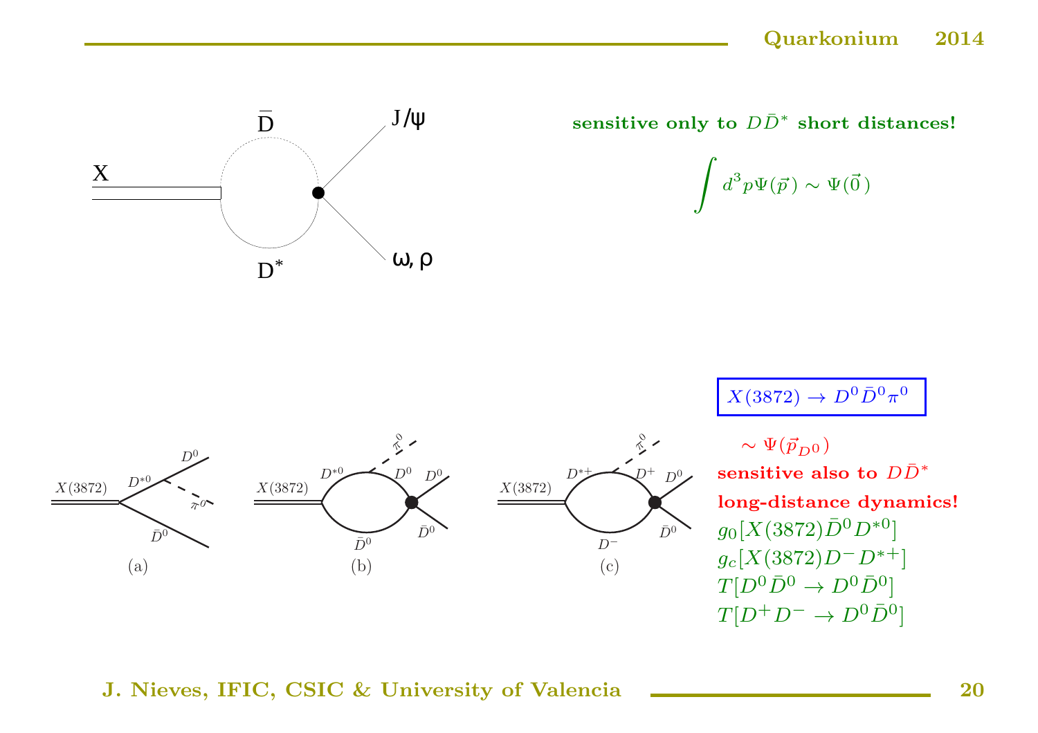sensitive only to $D\bar{D}^*$ short distances!

$$\int d^3p \Psi(\vec{p}) \sim \Psi(\vec{0})$$

$X(3872) \to D^0 \bar{D}^0 \pi^0$

$\sim \Psi(\vec{p}_{D^0})$

**sensitive also to $D\bar{D}^*$ long-distance dynamics!**

$g_0[X(3872)\bar{D}^0 D^{*0}]$

$g_c[X(3872)D^- D^{*+}]$

$T[D^0\bar{D}^0 \to D^0\bar{D}^0]$

$T[D^+ D^- \to D^0\bar{D}^0]$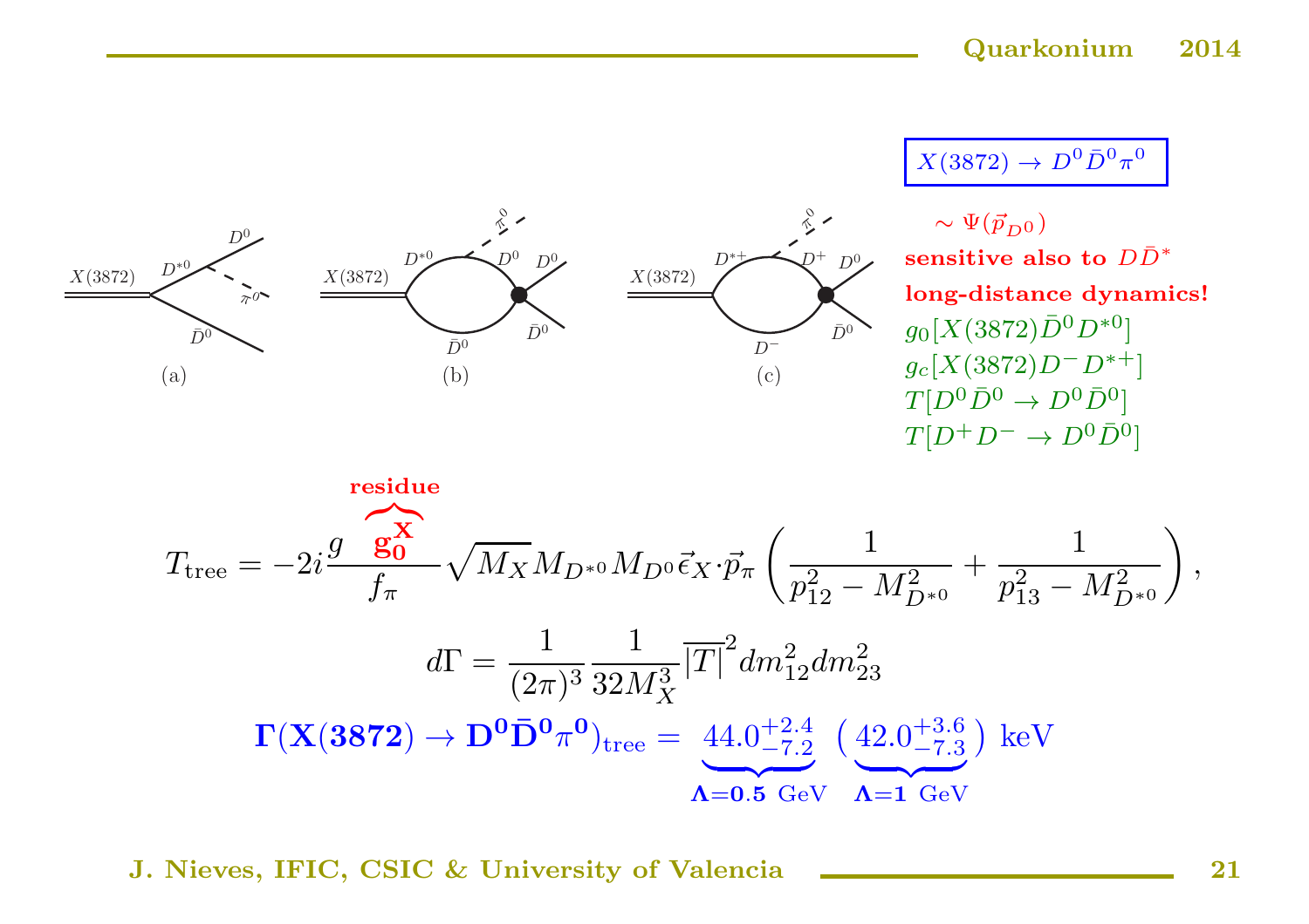$X(3872) \to D^0 \bar{D}^0 \pi^0$

(a) (b) (c)

$\sim \Psi(\vec{p}_{D^0})$

**sensitive also to $D\bar{D}^*$**

**long-distance dynamics!**

$g_0[X(3872)\bar{D}^0 D^{*0}]$

$g_c[X(3872)D^- D^{*+}]$

$T[D^0\bar{D}^0 \to D^0\bar{D}^0]$

$T[D^+D^- \to D^0\bar{D}^0]$

$$T_{\rm tree} = -2i\frac{g\,\overbrace{\mathbf{g_0^X}}^{\text{residue}}}{f_\pi}\sqrt{M_X}M_{D^{*0}}M_{D^0}\vec{\epsilon}_X\cdot\vec{p}_\pi\left(\frac{1}{p_{12}^2-M_{D^{*0}}^2}+\frac{1}{p_{13}^2-M_{D^{*0}}^2}\right),$$

$$d\Gamma = \frac{1}{(2\pi)^3}\frac{1}{32M_X^3}\overline{|T|}^2 dm_{12}^2 dm_{23}^2$$

$$\mathbf{\Gamma(X(3872)\to D^0\bar{D}^0\pi^0)_{\rm tree}} = \underbrace{44.0^{+2.4}_{-7.2}}_{\mathbf{\Lambda=0.5}\ \text{GeV}}\ \Big(\underbrace{42.0^{+3.6}_{-7.3}}_{\mathbf{\Lambda=1}\ \text{GeV}}\Big)\ \text{keV}$$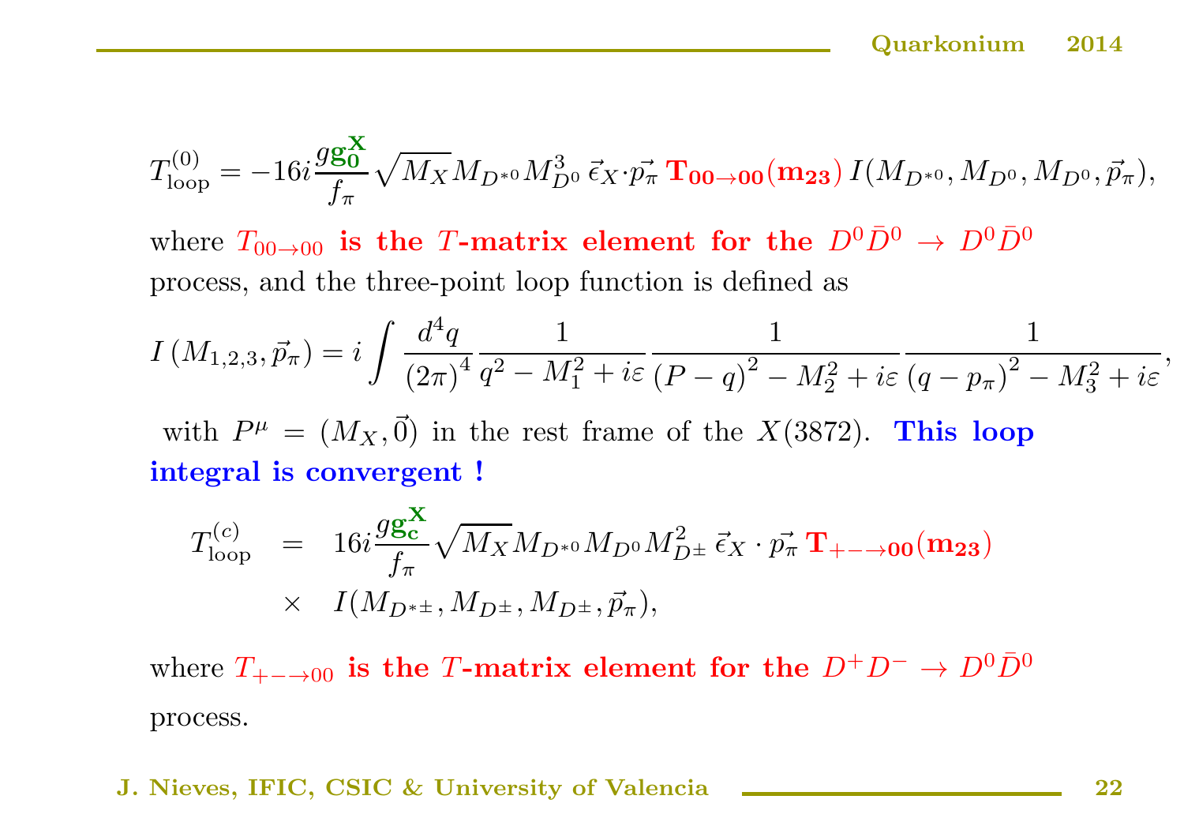$$T_{\rm loop}^{(0)} = -16i\frac{g\mathbf{g_0^X}}{f_\pi}\sqrt{M_X}M_{D^{*0}}M_{D^0}^3\,\vec{\epsilon}_X\cdot\vec{p_\pi}\,\mathbf{T_{00\to00}(m_{23})}\,I(M_{D^{*0}},M_{D^0},M_{D^0},\vec{p}_\pi),$$

where $T_{00\to00}$ **is the $T$-matrix element for the $D^0\bar{D}^0 \to D^0\bar{D}^0$** process, and the three-point loop function is defined as

$$I\left(M_{1,2,3},\vec{p_\pi}\right) = i\int\frac{d^4q}{\left(2\pi\right)^4}\frac{1}{q^2-M_1^2+i\varepsilon}\frac{1}{\left(P-q\right)^2-M_2^2+i\varepsilon}\frac{1}{\left(q-p_\pi\right)^2-M_3^2+i\varepsilon},$$

with $P^\mu = (M_X,\vec{0})$ in the rest frame of the $X(3872)$. **This loop integral is convergent !**

$$\begin{aligned}T_{\rm loop}^{(c)} &= 16i\frac{g\mathbf{g_c^X}}{f_\pi}\sqrt{M_X}M_{D^{*0}}M_{D^0}M_{D^\pm}^2\,\vec{\epsilon}_X\cdot\vec{p_\pi}\,\mathbf{T_{+-\to00}(m_{23})}\\ &\times\quad I(M_{D^{*\pm}},M_{D^\pm},M_{D^\pm},\vec{p}_\pi),\end{aligned}$$

where $T_{+-\to00}$ **is the $T$-matrix element for the $D^+D^-\to D^0\bar{D}^0$** process.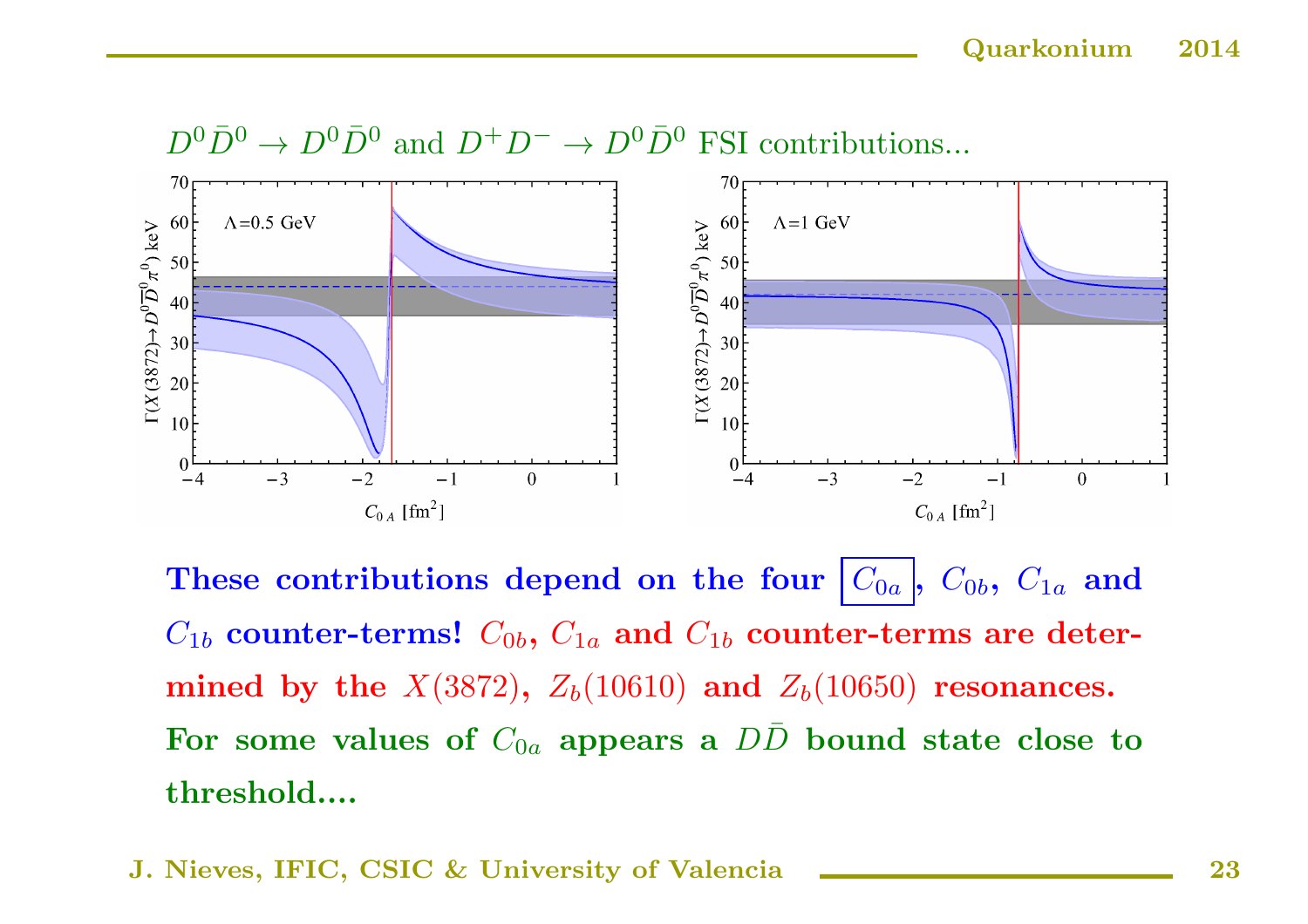$D^0\bar{D}^0 \to D^0\bar{D}^0$ and $D^+D^- \to D^0\bar{D}^0$ FSI contributions...

**These contributions depend on the four $C_{0a}$, $C_{0b}$, $C_{1a}$ and $C_{1b}$ counter-terms! $C_{0b}$, $C_{1a}$ and $C_{1b}$ counter-terms are determined by the $X(3872)$, $Z_b(10610)$ and $Z_b(10650)$ resonances. For some values of $C_{0a}$ appears a $D\bar{D}$ bound state close to threshold....**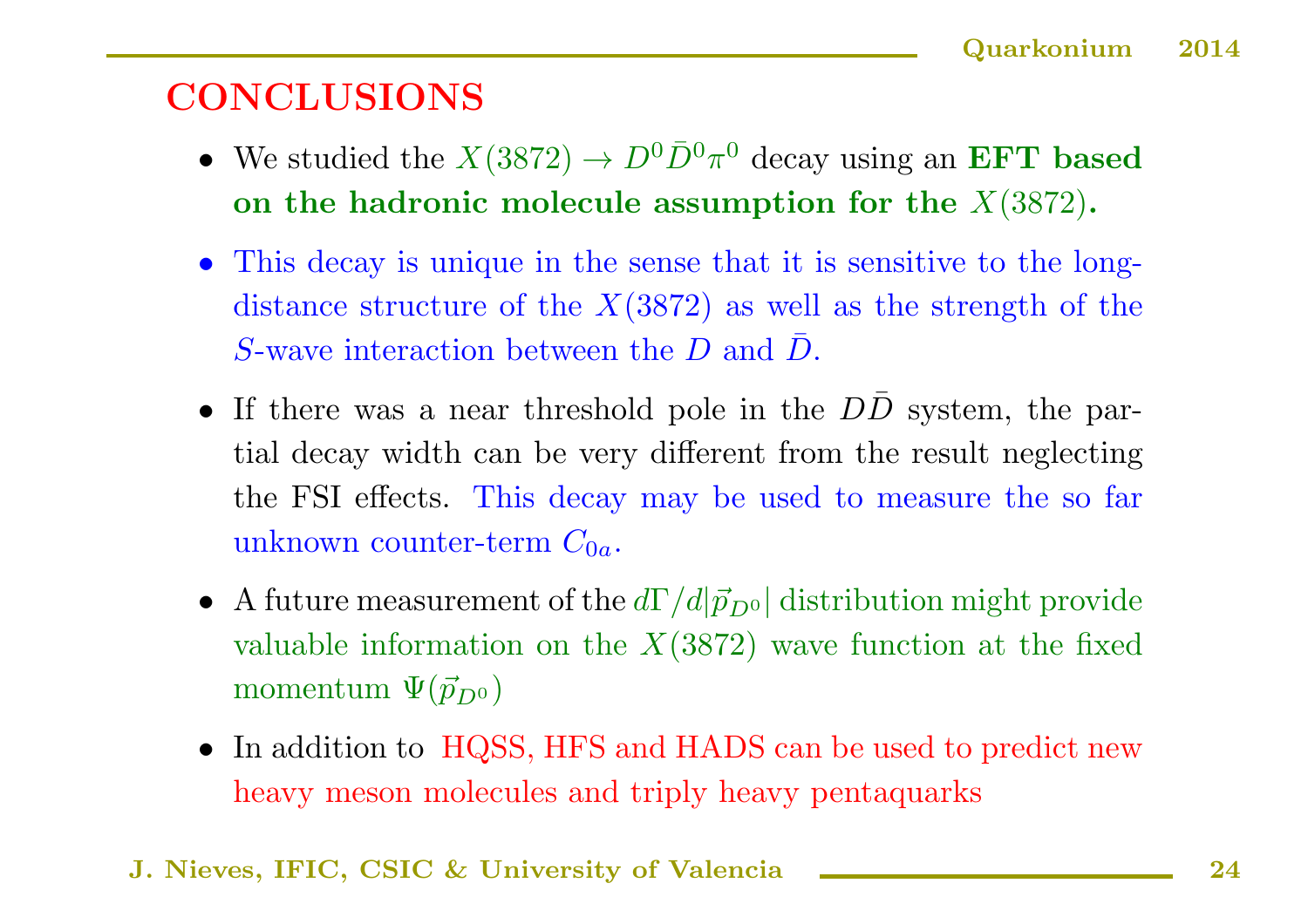# CONCLUSIONS

- We studied the $X(3872) \to D^0 \bar{D}^0 \pi^0$ decay using an **EFT based on the hadronic molecule assumption for the $X(3872)$.**
- This decay is unique in the sense that it is sensitive to the long-distance structure of the $X(3872)$ as well as the strength of the $S$-wave interaction between the $D$ and $\bar{D}$.
- If there was a near threshold pole in the $D\bar{D}$ system, the partial decay width can be very different from the result neglecting the FSI effects. This decay may be used to measure the so far unknown counter-term $C_{0a}$.
- A future measurement of the $d\Gamma/d|\vec{p}_{D^0}|$ distribution might provide valuable information on the $X(3872)$ wave function at the fixed momentum $\Psi(\vec{p}_{D^0})$
- In addition to HQSS, HFS and HADS can be used to predict new heavy meson molecules and triply heavy pentaquarks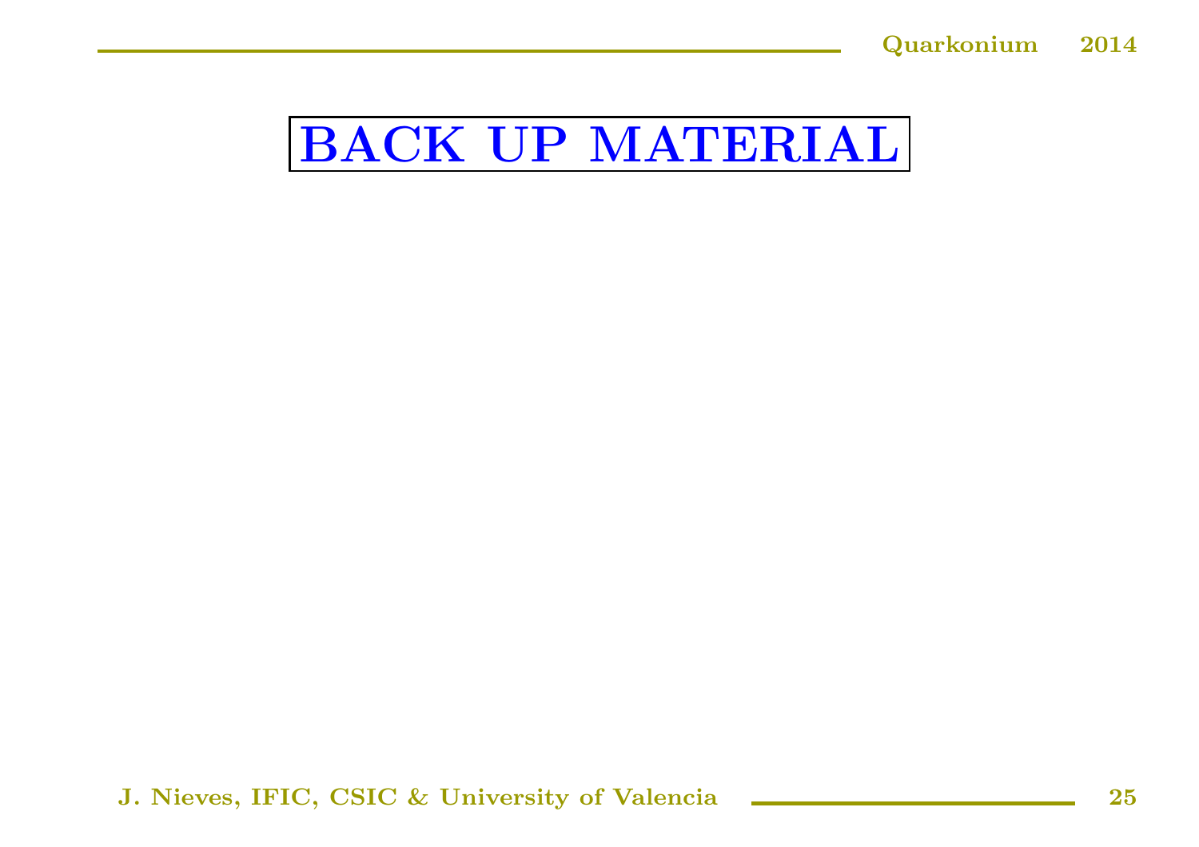# BACK UP MATERIAL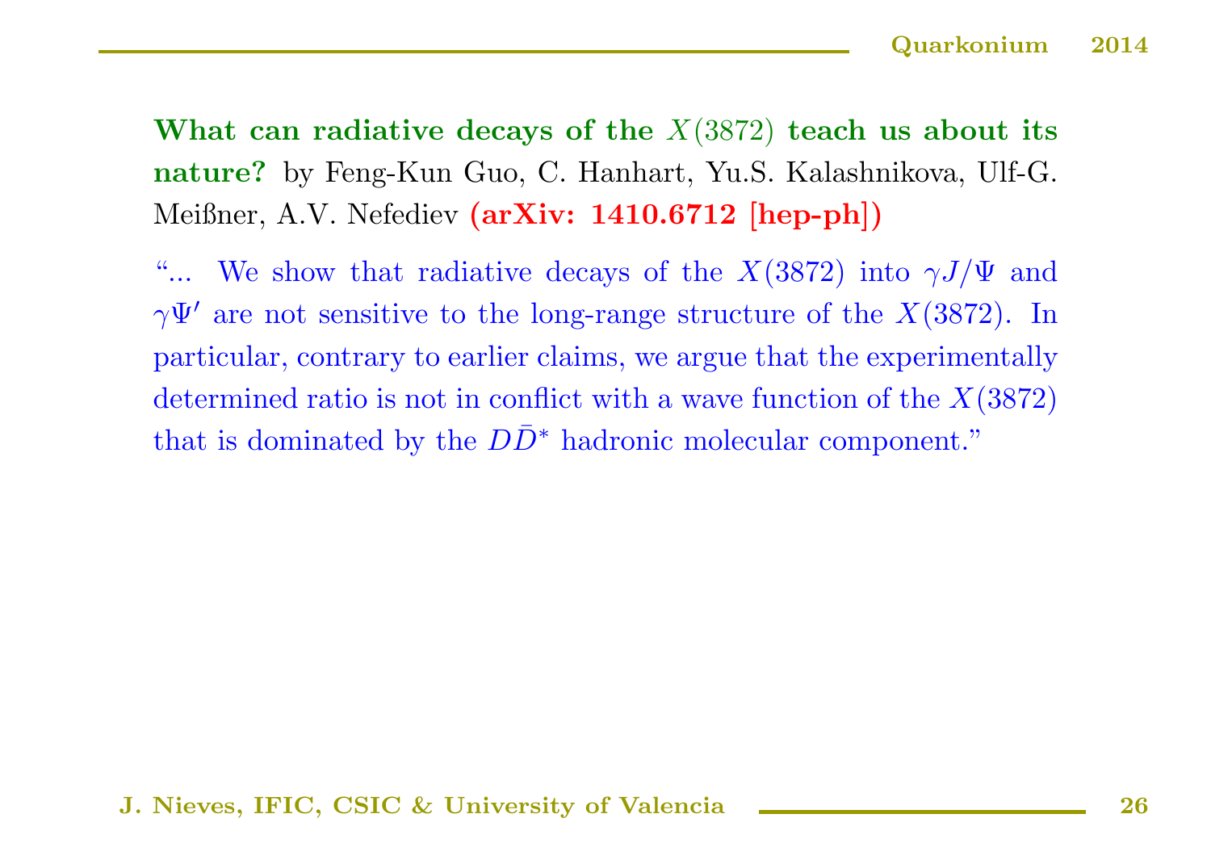**What can radiative decays of the $X(3872)$ teach us about its nature?** by Feng-Kun Guo, C. Hanhart, Yu.S. Kalashnikova, Ulf-G. Meißner, A.V. Nefediev **(arXiv: 1410.6712 [hep-ph])**

"... We show that radiative decays of the $X(3872)$ into $\gamma J/\Psi$ and $\gamma\Psi'$ are not sensitive to the long-range structure of the $X(3872)$. In particular, contrary to earlier claims, we argue that the experimentally determined ratio is not in conflict with a wave function of the $X(3872)$ that is dominated by the $D\bar{D}^*$ hadronic molecular component."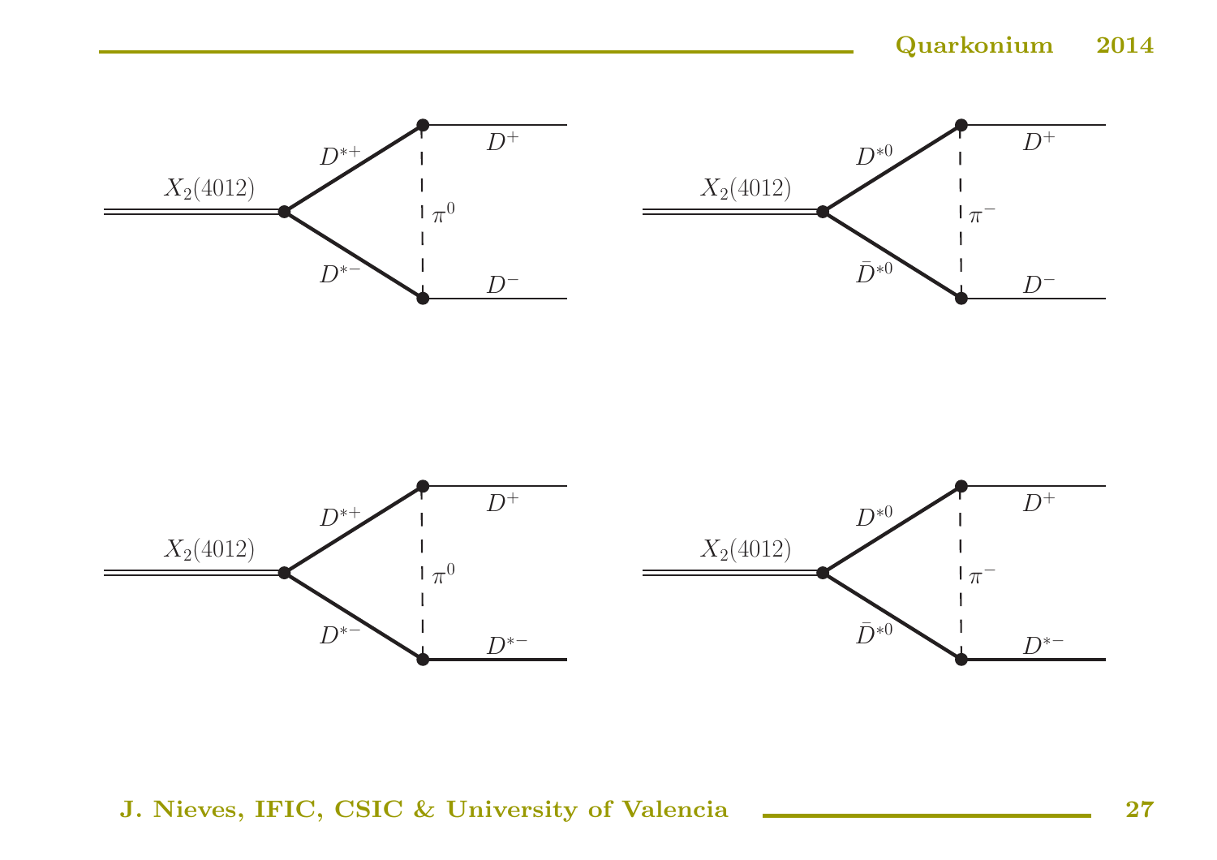$X_2(4012)$ $D^{*+}$ $D^{*-}$ $\pi^0$ $D^+$ $D^-$

$X_2(4012)$ $D^{*0}$ $\bar{D}^{*0}$ $\pi^-$ $D^+$ $D^-$

$X_2(4012)$ $D^{*+}$ $D^{*-}$ $\pi^0$ $D^+$ $D^{*-}$

$X_2(4012)$ $D^{*0}$ $\bar{D}^{*0}$ $\pi^-$ $D^+$ $D^{*-}$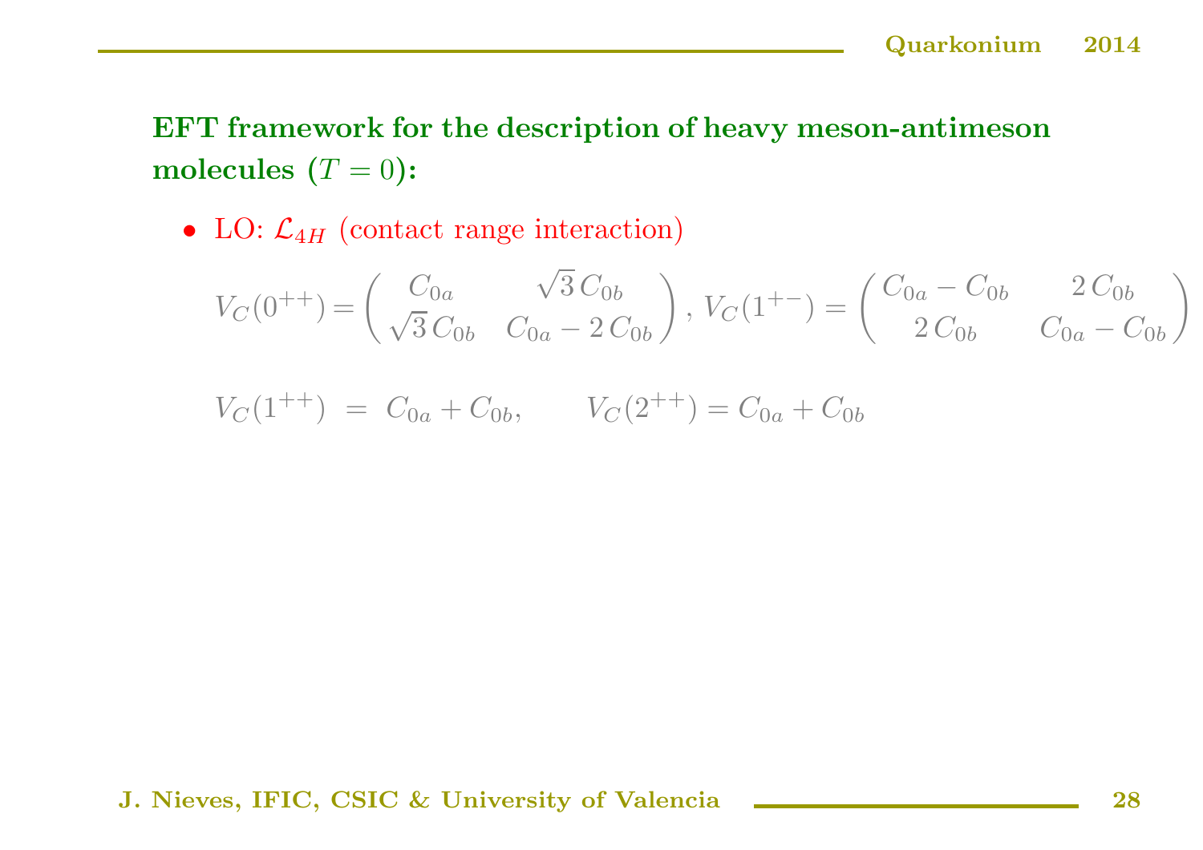## EFT framework for the description of heavy meson-antimeson molecules ($T=0$):

- LO: $\mathcal{L}_{4H}$ (contact range interaction)

$$V_C(0^{++}) = \begin{pmatrix} C_{0a} & \sqrt{3}\,C_{0b} \\ \sqrt{3}\,C_{0b} & C_{0a} - 2\,C_{0b} \end{pmatrix}, \; V_C(1^{+-}) = \begin{pmatrix} C_{0a} - C_{0b} & 2\,C_{0b} \\ 2\,C_{0b} & C_{0a} - C_{0b} \end{pmatrix}$$

$$V_C(1^{++}) \;=\; C_{0a} + C_{0b}, \qquad V_C(2^{++}) = C_{0a} + C_{0b}$$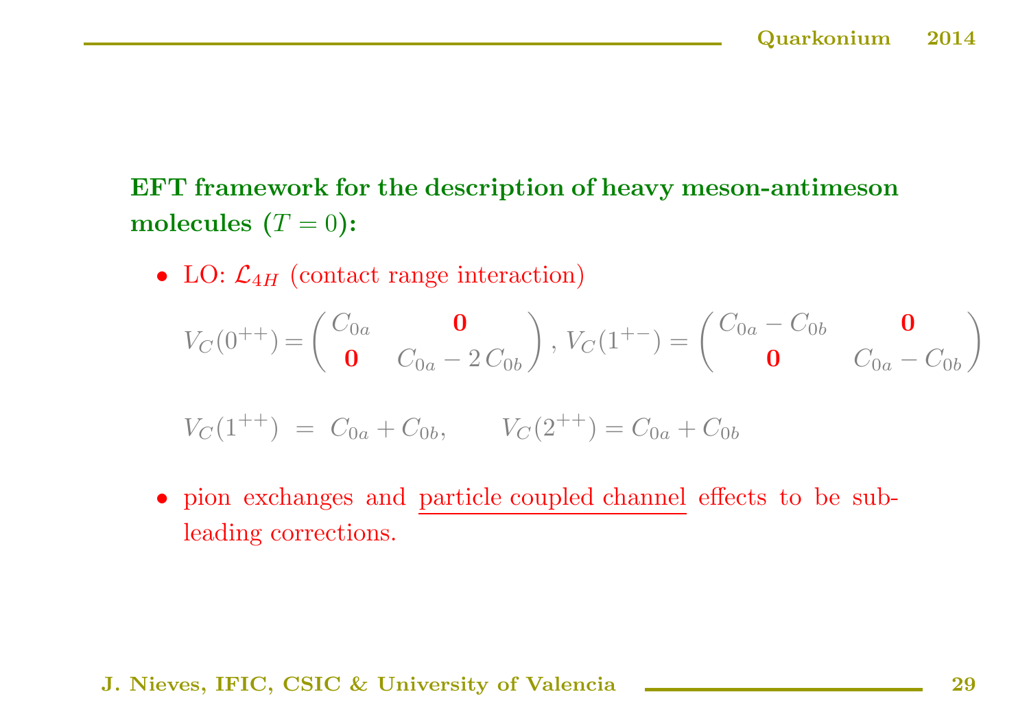**EFT framework for the description of heavy meson-antimeson molecules ($T = 0$):**

- LO: $\mathcal{L}_{4H}$ (contact range interaction)

$$V_C(0^{++}) = \begin{pmatrix} C_{0a} & \mathbf{0} \\ \mathbf{0} & C_{0a} - 2\,C_{0b} \end{pmatrix}, \; V_C(1^{+-}) = \begin{pmatrix} C_{0a} - C_{0b} & \mathbf{0} \\ \mathbf{0} & C_{0a} - C_{0b} \end{pmatrix}$$

$$V_C(1^{++}) \;=\; C_{0a} + C_{0b}, \qquad V_C(2^{++}) = C_{0a} + C_{0b}$$

- pion exchanges and particle coupled channel effects to be subleading corrections.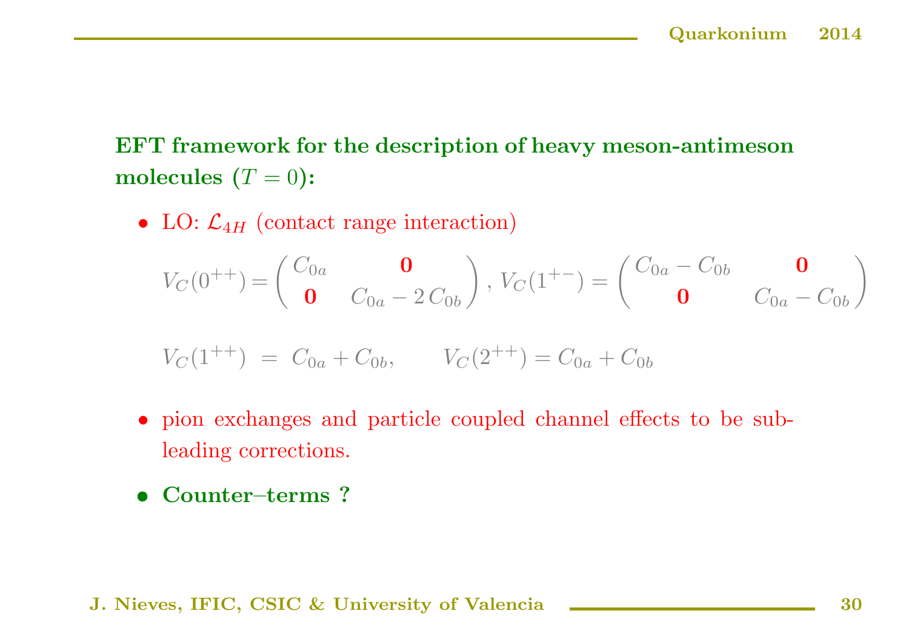**EFT framework for the description of heavy meson-antimeson molecules ($T = 0$):**

- LO: $\mathcal{L}_{4H}$ (contact range interaction)

$$V_C(0^{++}) = \begin{pmatrix} C_{0a} & \mathbf{0} \\ \mathbf{0} & C_{0a} - 2\,C_{0b} \end{pmatrix}, \; V_C(1^{+-}) = \begin{pmatrix} C_{0a} - C_{0b} & \mathbf{0} \\ \mathbf{0} & C_{0a} - C_{0b} \end{pmatrix}$$

$$V_C(1^{++}) \;=\; C_{0a} + C_{0b}, \qquad V_C(2^{++}) = C_{0a} + C_{0b}$$

- pion exchanges and particle coupled channel effects to be subleading corrections.

- **Counter–terms ?**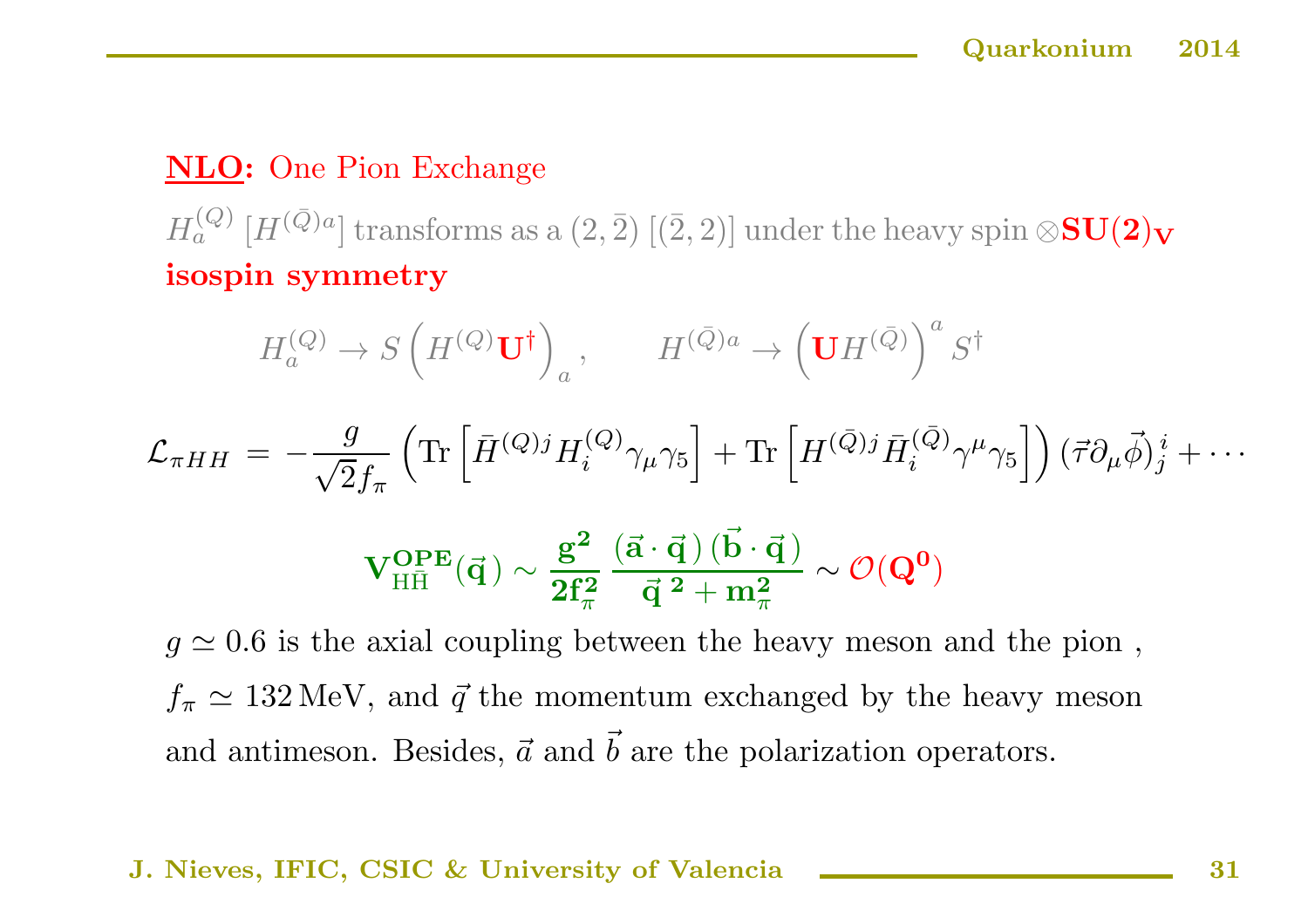**NLO:** One Pion Exchange

$H_a^{(Q)}$ $[H^{(\bar Q)a}]$ transforms as a $(2,\bar 2)$ $[(\bar 2, 2)]$ under the heavy spin $\otimes$**$\mathbf{SU(2)_V}$ isospin symmetry**

$$H_a^{(Q)} \to S\left(H^{(Q)}\mathbf{U}^\dagger\right)_a, \qquad H^{(\bar Q)a} \to \left(\mathbf{U}H^{(\bar Q)}\right)^a S^\dagger$$

$$\mathcal{L}_{\pi HH} = -\frac{g}{\sqrt{2}f_\pi}\left(\mathrm{Tr}\left[\bar H^{(Q)j}H_i^{(Q)}\gamma_\mu\gamma_5\right] + \mathrm{Tr}\left[H^{(\bar Q)j}\bar H_i^{(\bar Q)}\gamma^\mu\gamma_5\right]\right)(\vec\tau\partial_\mu\vec\phi)^i_j + \cdots$$

$$\mathbf{V^{OPE}_{H\bar H}(\vec q\,) \sim \frac{g^2}{2f_\pi^2}\frac{(\vec a\cdot\vec q\,)(\vec b\cdot\vec q\,)}{\vec q^{\;2}+m_\pi^2}} \sim \mathcal{O}(\mathbf{Q^0})$$

$g \simeq 0.6$ is the axial coupling between the heavy meson and the pion , $f_\pi \simeq 132\,\mathrm{MeV}$, and $\vec q$ the momentum exchanged by the heavy meson and antimeson. Besides, $\vec a$ and $\vec b$ are the polarization operators.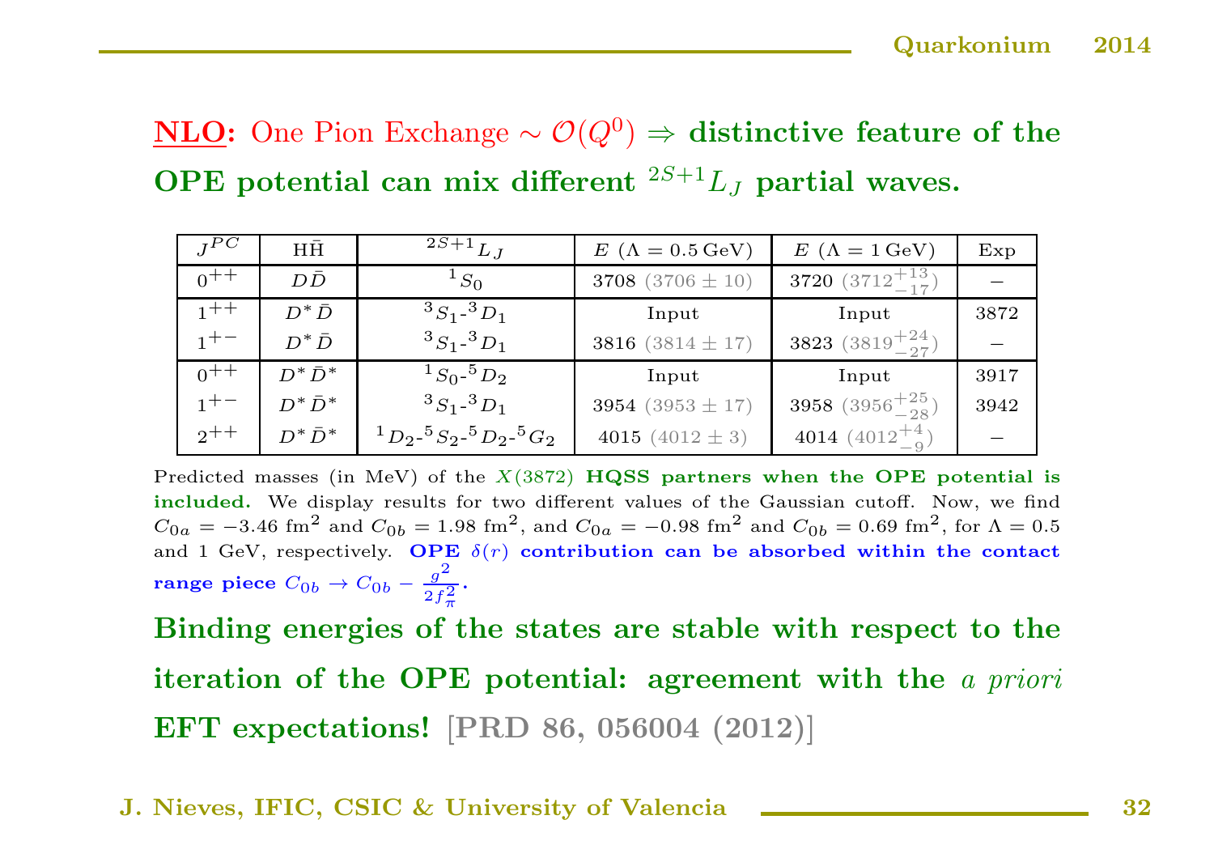**<u>NLO:</u>** One Pion Exchange $\sim \mathcal{O}(Q^0) \Rightarrow$ **distinctive feature of the OPE potential can mix different $^{2S+1}L_J$ partial waves.**

| $J^{PC}$ | $\mathrm{H\bar{H}}$ | $^{2S+1}L_J$ | $E$ ($\Lambda = 0.5\,\mathrm{GeV}$) | $E$ ($\Lambda = 1\,\mathrm{GeV}$) | Exp |
|---|---|---|---|---|---|
| $0^{++}$ | $D\bar{D}$ | $^1S_0$ | 3708 ($3706 \pm 10$) | 3720 ($3712^{+13}_{-17}$) | – |
| $1^{++}$ | $D^*\bar{D}$ | $^3S_1$-$^3D_1$ | Input | Input | 3872 |
| $1^{+-}$ | $D^*\bar{D}$ | $^3S_1$-$^3D_1$ | 3816 ($3814 \pm 17$) | 3823 ($3819^{+24}_{-27}$) | – |
| $0^{++}$ | $D^*\bar{D}^*$ | $^1S_0$-$^5D_2$ | Input | Input | 3917 |
| $1^{+-}$ | $D^*\bar{D}^*$ | $^3S_1$-$^3D_1$ | 3954 ($3953 \pm 17$) | 3958 ($3956^{+25}_{-28}$) | 3942 |
| $2^{++}$ | $D^*\bar{D}^*$ | $^1D_2$-$^5S_2$-$^5D_2$-$^5G_2$ | 4015 ($4012 \pm 3$) | 4014 ($4012^{+4}_{-9}$) | – |

Predicted masses (in MeV) of the $X(3872)$ **HQSS partners when the OPE potential is included.** We display results for two different values of the Gaussian cutoff. Now, we find $C_{0a} = -3.46$ fm$^2$ and $C_{0b} = 1.98$ fm$^2$, and $C_{0a} = -0.98$ fm$^2$ and $C_{0b} = 0.69$ fm$^2$, for $\Lambda = 0.5$ and 1 GeV, respectively. **OPE $\delta(r)$ contribution can be absorbed within the contact range piece $C_{0b} \to C_{0b} - \frac{g^2}{2f_\pi^2}$.**

**Binding energies of the states are stable with respect to the iteration of the OPE potential: agreement with the *a priori* EFT expectations!** [PRD 86, 056004 (2012)]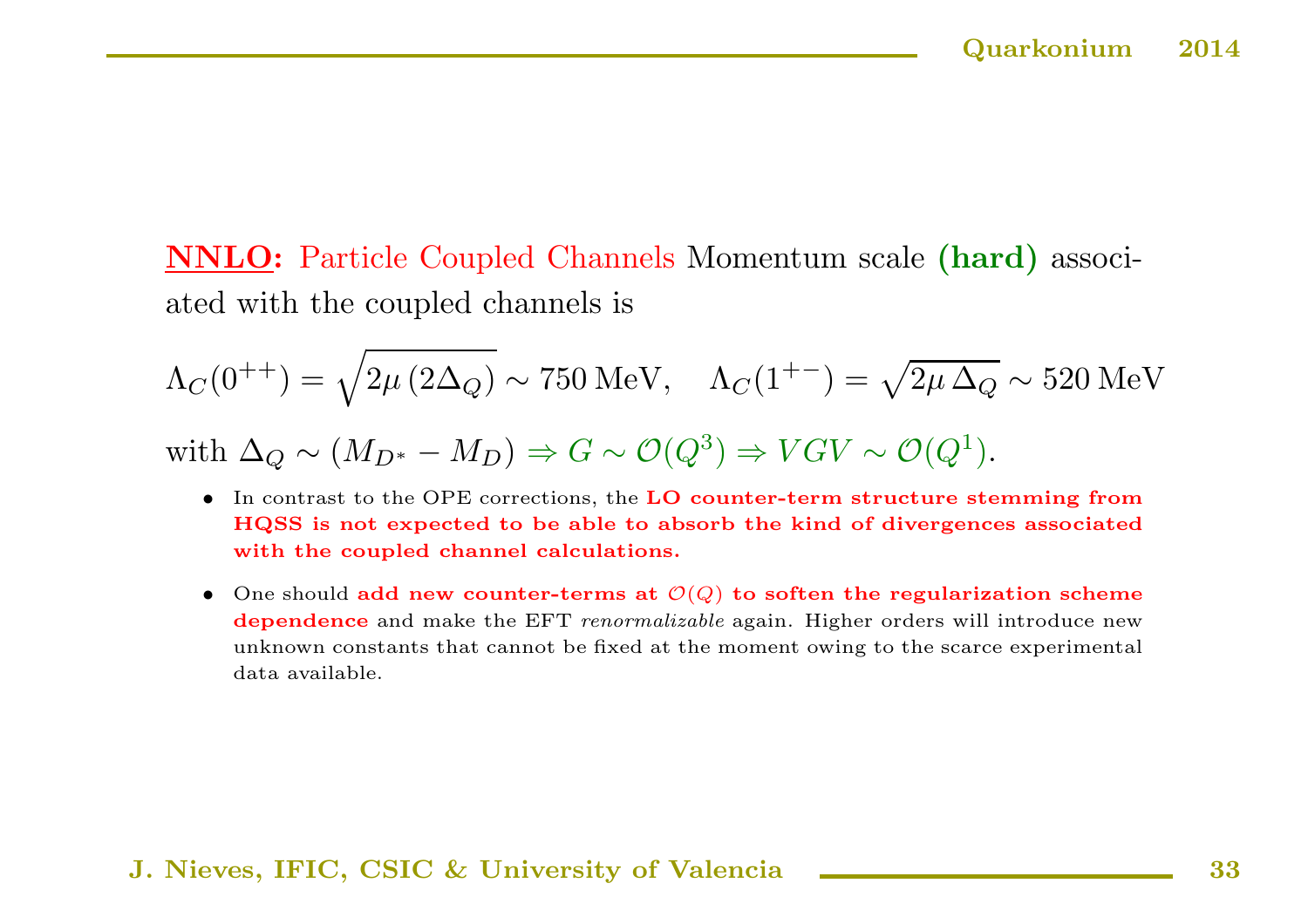**NNLO:** Particle Coupled Channels Momentum scale **(hard)** associated with the coupled channels is

$$\Lambda_C(0^{++}) = \sqrt{2\mu\,(2\Delta_Q)} \sim 750\,\text{MeV}, \quad \Lambda_C(1^{+-}) = \sqrt{2\mu\,\Delta_Q} \sim 520\,\text{MeV}$$

with $\Delta_Q \sim (M_{D^*} - M_D) \Rightarrow G \sim \mathcal{O}(Q^3) \Rightarrow VGV \sim \mathcal{O}(Q^1)$.

- In contrast to the OPE corrections, the **LO counter-term structure stemming from HQSS is not expected to be able to absorb the kind of divergences associated with the coupled channel calculations.**
- One should **add new counter-terms at $\mathcal{O}(Q)$ to soften the regularization scheme dependence** and make the EFT *renormalizable* again. Higher orders will introduce new unknown constants that cannot be fixed at the moment owing to the scarce experimental data available.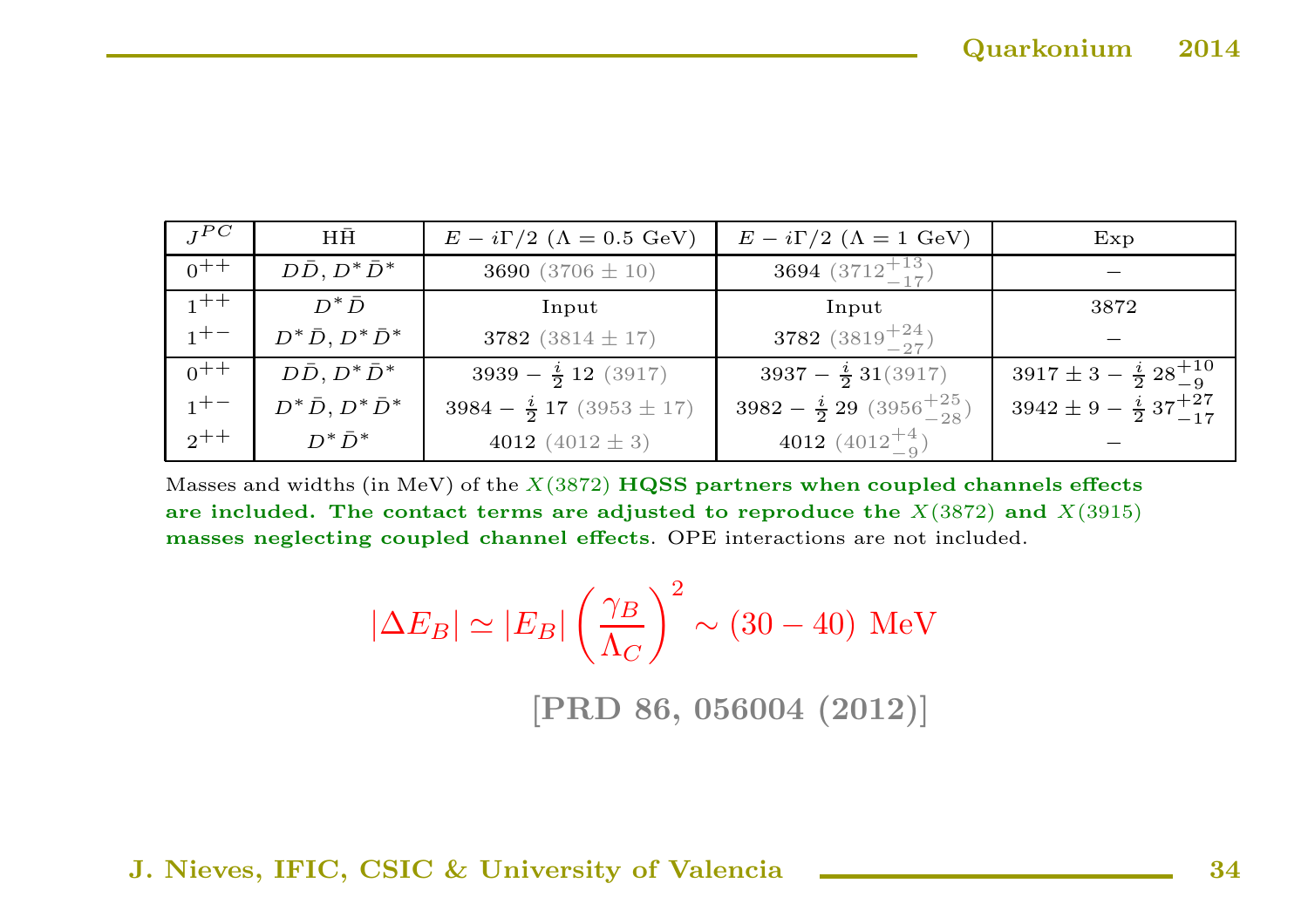| $J^{PC}$ | $\mathrm{H\bar{H}}$ | $E - i\Gamma/2$ ($\Lambda = 0.5$ GeV) | $E - i\Gamma/2$ ($\Lambda = 1$ GeV) | Exp |
|---|---|---|---|---|
| $0^{++}$ | $D\bar{D}$, $D^*\bar{D}^*$ | 3690 ($3706 \pm 10$) | 3694 ($3712^{+13}_{-17}$) | – |
| $1^{++}$ | $D^*\bar{D}$ | Input | Input | 3872 |
| $1^{+-}$ | $D^*\bar{D}$, $D^*\bar{D}^*$ | 3782 ($3814 \pm 17$) | 3782 ($3819^{+24}_{-27}$) | – |
| $0^{++}$ | $D\bar{D}$, $D^*\bar{D}^*$ | $3939 - \frac{i}{2}\,12$ (3917) | $3937 - \frac{i}{2}\,31$ (3917) | $3917 \pm 3 - \frac{i}{2}\,28^{+10}_{-9}$ |
| $1^{+-}$ | $D^*\bar{D}$, $D^*\bar{D}^*$ | $3984 - \frac{i}{2}\,17$ ($3953 \pm 17$) | $3982 - \frac{i}{2}\,29$ ($3956^{+25}_{-28}$) | $3942 \pm 9 - \frac{i}{2}\,37^{+27}_{-17}$ |
| $2^{++}$ | $D^*\bar{D}^*$ | 4012 ($4012 \pm 3$) | 4012 ($4012^{+4}_{-9}$) | – |

Masses and widths (in MeV) of the $X(3872)$ **HQSS partners when coupled channels effects are included. The contact terms are adjusted to reproduce the $X(3872)$ and $X(3915)$ masses neglecting coupled channel effects**. OPE interactions are not included.

$$|\Delta E_B| \simeq |E_B| \left(\frac{\gamma_B}{\Lambda_C}\right)^2 \sim (30 - 40)\ \mathrm{MeV}$$

**[PRD 86, 056004 (2012)]**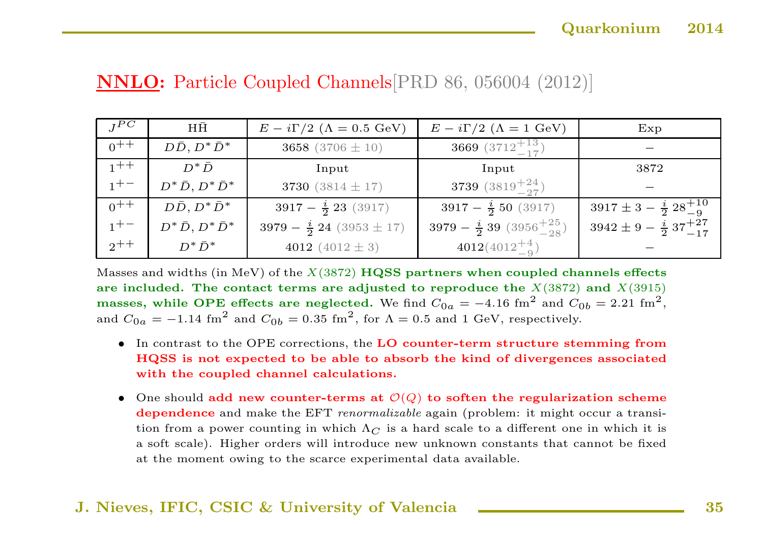## **NNLO:** Particle Coupled Channels[PRD 86, 056004 (2012)]

| $J^{PC}$ | H$\bar{\text{H}}$ | $E - i\Gamma/2$ ($\Lambda = 0.5$ GeV) | $E - i\Gamma/2$ ($\Lambda = 1$ GeV) | Exp |
|---|---|---|---|---|
| $0^{++}$ | $D\bar{D}$, $D^*\bar{D}^*$ | 3658 (3706 ± 10) | 3669 ($3712^{+13}_{-17}$) | – |
| $1^{++}$ | $D^*\bar{D}$ | Input | Input | 3872 |
| $1^{+-}$ | $D^*\bar{D}$, $D^*\bar{D}^*$ | 3730 (3814 ± 17) | 3739 ($3819^{+24}_{-27}$) | – |
| $0^{++}$ | $D\bar{D}$, $D^*\bar{D}^*$ | $3917 - \frac{i}{2}\,23$ (3917) | $3917 - \frac{i}{2}\,50$ (3917) | $3917 \pm 3 - \frac{i}{2}\,28^{+10}_{-9}$ |
| $1^{+-}$ | $D^*\bar{D}$, $D^*\bar{D}^*$ | $3979 - \frac{i}{2}\,24$ (3953 ± 17) | $3979 - \frac{i}{2}\,39$ ($3956^{+25}_{-28}$) | $3942 \pm 9 - \frac{i}{2}\,37^{+27}_{-17}$ |
| $2^{++}$ | $D^*\bar{D}^*$ | 4012 (4012 ± 3) | 4012($4012^{+4}_{-9}$) | – |

Masses and widths (in MeV) of the $X(3872)$ **HQSS partners when coupled channels effects are included. The contact terms are adjusted to reproduce the $X(3872)$ and $X(3915)$ masses, while OPE effects are neglected.** We find $C_{0a} = -4.16$ fm$^2$ and $C_{0b} = 2.21$ fm$^2$, and $C_{0a} = -1.14$ fm$^2$ and $C_{0b} = 0.35$ fm$^2$, for $\Lambda = 0.5$ and 1 GeV, respectively.

- In contrast to the OPE corrections, the **LO counter-term structure stemming from HQSS is not expected to be able to absorb the kind of divergences associated with the coupled channel calculations.**
- One should **add new counter-terms at $\mathcal{O}(Q)$ to soften the regularization scheme dependence** and make the EFT *renormalizable* again (problem: it might occur a transition from a power counting in which $\Lambda_C$ is a hard scale to a different one in which it is a soft scale). Higher orders will introduce new unknown constants that cannot be fixed at the moment owing to the scarce experimental data available.